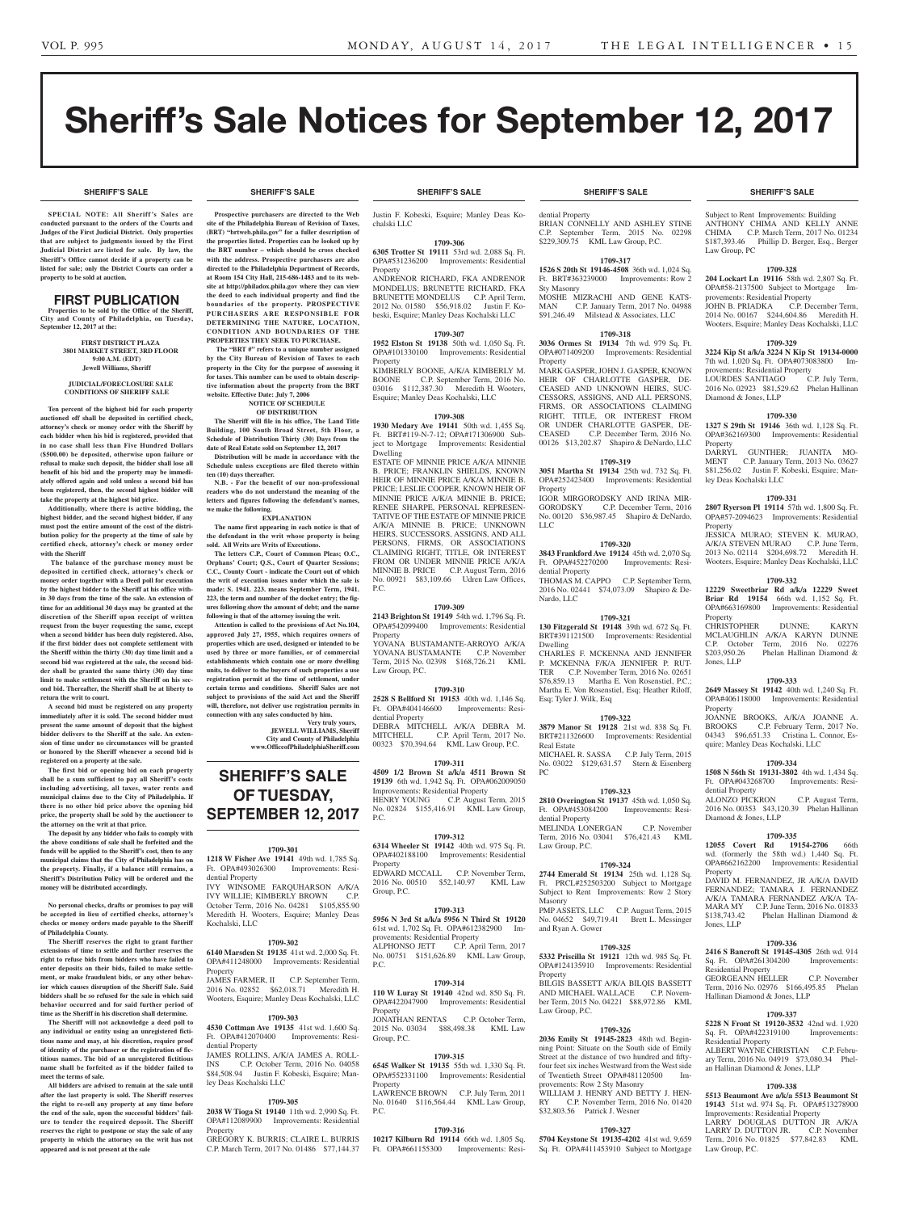# Sheriff's Sale Notices for September 12, 2017

SHERIFF'S SALE

**SPECIAL NOTE: All Sheriff's Sales are conducted pursuant to the orders of the Courts and Judges of the First Judicial District. Only properties that are subject to judgments issued by the First Judicial District are listed for sale. By law, the Sheriff's Office cannot decide if a property can be listed for sale; only the District Courts can order a property to be sold at auction.**

## FIRST PUBLICATION

**Properties to be sold by the Office of the Sheriff, City and County of Philadelphia, on Tuesday, September 12, 2017 at the:**

**FIRST DISTRICT PLAZA**
**3801 MARKET STREET, 3RD FLOOR**
**9:00 A.M. (EDT)**
**Jewell Williams, Sheriff**

**JUDICIAL/FORECLOSURE SALE CONDITIONS OF SHERIFF SALE**

**Ten percent of the highest bid for each property auctioned off shall be deposited in certified check, attorney's check or money order with the Sheriff by each bidder when his bid is registered, provided that in no case shall less than Five Hundred Dollars ($500.00) be deposited, otherwise upon failure or refusal to make such deposit, the bidder shall lose all benefit of his bid and the property may be immediately offered again and sold unless a second bid has been registered, then, the second highest bidder will take the property at the highest bid price.**

**Additionally, where there is active bidding, the highest bidder, and the second highest bidder, if any must post the entire amount of the cost of the distribution policy for the property at the time of sale by certified check, attorney's check or money order with the Sheriff**

**The balance of the purchase money must be deposited in certified check, attorney's check or money order together with a Deed poll for execution by the highest bidder to the Sheriff at his office within 30 days from the time of the sale. An extension of time for an additional 30 days may be granted at the discretion of the Sheriff upon receipt of written request from the buyer requesting the same, except when a second bidder has been duly registered. Also, if the first bidder does not complete settlement with the Sheriff within the thirty (30) day time limit and a second bid was registered at the sale, the second bidder shall be granted the same thirty (30) day time limit to make settlement with the Sheriff on his second bid. Thereafter, the Sheriff shall be at liberty to return the writ to court.**

**A second bid must be registered on any property immediately after it is sold. The second bidder must present the same amount of deposit that the highest bidder delivers to the Sheriff at the sale. An extension of time under no circumstances will be granted or honored by the Sheriff whenever a second bid is registered on a property at the sale.**

**The first bid or opening bid on each property shall be a sum sufficient to pay all Sheriff's costs including advertising, all taxes, water rents and municipal claims due to the City of Philadelphia. If there is no other bid price above the opening bid price, the property shall be sold by the auctioneer to the attorney on the writ at that price.**

**The deposit by any bidder who fails to comply with the above conditions of sale shall be forfeited and the funds will be applied to the Sheriff's cost, then to any municipal claims that the City of Philadelphia has on the property. Finally, if a balance still remains, a Sheriff's Distribution Policy will be ordered and the money will be distributed accordingly.**

**No personal checks, drafts or promises to pay will be accepted in lieu of certified checks, attorney's checks or money orders made payable to the Sheriff of Philadelphia County.**

**The Sheriff reserves the right to grant further extensions of time to settle and further reserves the right to refuse bids from bidders who have failed to enter deposits on their bids, failed to make settlement, or make fraudulent bids, or any other behavior which causes disruption of the Sheriff Sale. Said bidders shall be so refused for the sale in which said behavior occurred and for said further period of time as the Sheriff in his discretion shall determine.**

**The Sheriff will not acknowledge a deed poll to any individual or entity using an unregistered fictitious name and may, at his discretion, require proof of identity of the purchaser or the registration of fictitious names. The bid of an unregistered fictitious name shall be forfeited as if the bidder failed to meet the terms of sale.**

**All bidders are advised to remain at the sale until after the last property is sold. The Sheriff reserves the right to re-sell any property at any time before the end of the sale, upon the successful bidders' failure to tender the required deposit. The Sheriff reserves the right to postpone or stay the sale of any property in which the attorney on the writ has not appeared and is not present at the sale**

**Prospective purchasers are directed to the Web site of the Philadelphia Bureau of Revision of Taxes, (BRT) "brtweb.phila.gov" for a fuller description of the properties listed. Properties can be looked up by the BRT number – which should be cross checked with the address. Prospective purchasers are also directed to the Philadelphia Department of Records, at Room 154 City Hall, 215-686-1483 and to its website at http://philadox.phila.gov where they can view the deed to each individual property and find the boundaries of the property. PROSPECTIVE PURCHASERS ARE RESPONSIBLE FOR DETERMINING THE NATURE, LOCATION, CONDITION AND BOUNDARIES OF THE PROPERTIES THEY SEEK TO PURCHASE.**

**The "BRT #" refers to a unique number assigned by the City Bureau of Revision of Taxes to each property in the City for the purpose of assessing it for taxes. This number can be used to obtain descriptive information about the property from the BRT website. Effective Date: July 7, 2006**

**NOTICE OF SCHEDULE OF DISTRIBUTION**

**The Sheriff will file in his office, The Land Title Building, 100 South Broad Street, 5th Floor, a Schedule of Distribution Thirty (30) Days from the date of Real Estate sold on September 12, 2017**

**Distribution will be made in accordance with the Schedule unless exceptions are filed thereto within ten (10) days thereafter.**

**N.B. - For the benefit of our non-professional readers who do not understand the meaning of the letters and figures following the defendant's names, we make the following.**

**EXPLANATION**

**The name first appearing in each notice is that of the defendant in the writ whose property is being sold. All Writs are Writs of Executions.**

**The letters C.P., Court of Common Pleas; O.C., Orphans' Court; Q.S., Court of Quarter Sessions; C.C., County Court - indicate the Court out of which the writ of execution issues under which the sale is made: S. 1941. 223. means September Term, 1941. 223, the term and number of the docket entry; the figures following show the amount of debt; and the name following is that of the attorney issuing the writ.**

**Attention is called to the provisions of Act No.104, approved July 27, 1955, which requires owners of properties which are used, designed or intended to be used by three or more families, or of commercial establishments which contain one or more dwelling units, to deliver to the buyers of such properties a use registration permit at the time of settlement, under certain terms and conditions. Sheriff Sales are not subject to provisions of the said Act and the Sheriff will, therefore, not deliver use registration permits in connection with any sales conducted by him.**

**Very truly yours,**
**JEWELL WILLIAMS, Sheriff**
**City and County of Philadelphia**
**www.OfficeofPhiladelphiaSheriff.com**

## SHERIFF'S SALE OF TUESDAY, SEPTEMBER 12, 2017

**1709-301**

**1218 W Fisher Ave 19141** 49th wd. 1,785 Sq. Ft. OPA#493026300 Improvements: Residential Property
IVY WINSOME FARQUHARSON A/K/A IVY WILLIE; KIMBERLY BROWN C.P. October Term, 2016 No. 04281 $105,855.90 Meredith H. Wooters, Esquire; Manley Deas Kochalski LLC

**1709-302**

**6140 Marsden St 19135** 41st wd. 2,000 Sq. Ft. OPA#411248000 Improvements: Residential Property
JAMES FARMER, II C.P. September Term, 2016 No. 02852 $62,018.71 Meredith H. Wooters, Esquire; Manley Deas Kochalski, LLC

**1709-303**

**4530 Cottman Ave 19135** 41st wd. 1,600 Sq. Ft. OPA#412070400 Improvements: Residential Property
JAMES ROLLINS, A/K/A JAMES A. ROLLINS C.P. October Term, 2016 No. 04058 $84,508.94 Justin F. Kobeski, Esquire; Manley Deas Kochalski LLC

**1709-305**

**2038 W Tioga St 19140** 11th wd. 2,990 Sq. Ft. OPA#112089900 Improvements: Residential Property
GREGORY K. BURRIS; CLAIRE L. BURRIS C.P. March Term, 2017 No. 01486 $77,144.37 Justin F. Kobeski, Esquire; Manley Deas Kochalski LLC

**1709-306**

**6305 Trotter St 19111** 53rd wd. 2,088 Sq. Ft. OPA#531236200 Improvements: Residential Property
ANDRENOR RICHARD, FKA ANDRENOR MONDELUS; BRUNETTE RICHARD, FKA BRUNETTE MONDELUS C.P. April Term, 2012 No. 01580 $56,918.02 Justin F. Kobeski, Esquire; Manley Deas Kochalski LLC

**1709-307**

**1952 Elston St 19138** 50th wd. 1,050 Sq. Ft. OPA#101330100 Improvements: Residential Property
KIMBERLY BOONE, A/K/A KIMBERLY M. BOONE C.P. September Term, 2016 No. 03016 $112,387.30 Meredith H. Wooters, Esquire; Manley Deas Kochalski LLC

**1709-308**

**1930 Medary Ave 19141** 50th wd. 1,455 Sq. Ft. BRT#17-N-7-12; OPA#171306900 Subject to Mortgage Improvements: Residential Dwelling
ESTATE OF MINNIE PRICE A/K/A MINNIE B. PRICE; FRANKLIN SHIELDS, KNOWN HEIR OF MINNIE PRICE A/K/A MINNIE B. PRICE; LESLIE COOPER, KNOWN HEIR OF MINNIE PRICE A/K/A MINNIE B. PRICE; RENEE SHARPE, PERSONAL REPRESENTATIVE OF THE ESTATE OF MINNIE PRICE A/K/A MINNIE B. PRICE; UNKNOWN HEIRS, SUCCESSORS, ASSIGNS, AND ALL PERSONS, FIRMS, OR ASSOCIATIONS CLAIMING RIGHT, TITLE, OR INTEREST FROM OR UNDER MINNIE PRICE A/K/A MINNIE B. PRICE C.P. August Term, 2016 No. 00921 $83,109.66 Udren Law Offices, P.C.

**1709-309**

**2143 Brighton St 19149** 54th wd. 1,796 Sq. Ft. OPA#542099400 Improvements: Residential Property
YOVANA BUSTAMANTE-ARROYO A/K/A YOVANA BUSTAMANTE C.P. November Term, 2015 No. 02398 $168,726.21 KML Law Group, P.C.

**1709-310**

**2528 S Bellford St 19153** 40th wd. 1,146 Sq. Ft. OPA#404146600 Improvements: Residential Property
DEBRA MITCHELL A/K/A DEBRA M. MITCHELL C.P. April Term, 2017 No. 00323 $70,394.64 KML Law Group, P.C.

**1709-311**

**4509 1/2 Brown St a/k/a 4511 Brown St 19139** 6th wd. 1,942 Sq. Ft. OPA#062009050 Improvements: Residential Property
HENRY YOUNG C.P. August Term, 2015 No. 02824 $155,416.91 KML Law Group, P.C.

**1709-312**

**6314 Wheeler St 19142** 40th wd. 975 Sq. Ft. OPA#402188100 Improvements: Residential Property
EDWARD MCCALL C.P. November Term, 2016 No. 00510 $52,140.97 KML Law Group, P.C.

**1709-313**

**5956 N 3rd St a/k/a 5956 N Third St 19120** 61st wd. 1,702 Sq. Ft. OPA#612382900 Improvements: Residential Property
ALPHONSO JETT C.P. April Term, 2017 No. 00751 $151,626.89 KML Law Group, P.C.

**1709-314**

**110 W Luray St 19140** 42nd wd. 850 Sq. Ft. OPA#422047900 Improvements: Residential Property
JONATHAN RENTAS C.P. October Term, 2015 No. 03034 $88,498.38 KML Law Group, P.C.

**1709-315**

**6545 Walker St 19135** 55th wd. 1,330 Sq. Ft. OPA#552331100 Improvements: Residential Property
LAWRENCE BROWN C.P. July Term, 2011 No. 01640 $116,564.44 KML Law Group, P.C.

**1709-316**

**10217 Kilburn Rd 19114** 66th wd. 1,805 Sq. Ft. OPA#661155300 Improvements: Residential Property
BRIAN CONNELLY AND ASHLEY STINE C.P. September Term, 2015 No. 02298 $229,309.75 KML Law Group, P.C.

**1709-317**

**1526 S 20th St 19146-4508** 36th wd. 1,024 Sq. Ft. BRT#363239000 Improvements: Row 2 Sty Masonry
MOSHE MIZRACHI AND GENE KATSMAN C.P. January Term, 2017 No. 04988 $91,246.49 Milstead & Associates, LLC

**1709-318**

**3036 Ormes St 19134** 7th wd. 979 Sq. Ft. OPA#071409200 Improvements: Residential Property
MARK GASPER, JOHN J. GASPER, KNOWN HEIR OF CHARLOTTE GASPER, DECEASED AND UNKNOWN HEIRS, SUCCESSORS, ASSIGNS, AND ALL PERSONS, FIRMS, OR ASSOCIATIONS CLAIMING RIGHT, TITLE, OR INTEREST FROM OR UNDER CHARLOTTE GASPER, DECEASED C.P. December Term, 2016 No. 00126 $13,202.87 Shapiro & DeNardo, LLC

**1709-319**

**3051 Martha St 19134** 25th wd. 732 Sq. Ft. OPA#252423400 Improvements: Residential Property
IGOR MIRGORODSKY AND IRINA MIRGORODSKY C.P. December Term, 2016 No. 00120 $36,987.45 Shapiro & DeNardo, LLC

**1709-320**

**3843 Frankford Ave 19124** 45th wd. 2,070 Sq. Ft. OPA#452270200 Improvements: Residential Property
THOMAS M. CAPPO C.P. September Term, 2016 No. 02441 $74,073.09 Shapiro & DeNardo, LLC

**1709-321**

**130 Fitzgerald St 19148** 39th wd. 672 Sq. Ft. BRT#391121500 Improvements: Residential Dwelling
CHARLES F. MCKENNA AND JENNIFER P. MCKENNA F/K/A JENNIFER P. RUTTER C.P. November Term, 2016 No. 02651 $76,859.13 Martha E. Von Rosenstiel, P.C.; Martha E. Von Rosenstiel, Esq; Heather Riloff, Esq; Tyler J. Wilk, Esq

**1709-322**

**3879 Manor St 19128** 21st wd. 838 Sq. Ft. BRT#211326600 Improvements: Residential Real Estate
MICHAEL R. SASSA C.P. July Term, 2015 No. 03022 $129,631.57 Stern & Eisenberg PC

**1709-323**

**2810 Overington St 19137** 45th wd. 1,050 Sq. Ft. OPA#453084200 Improvements: Residential Property
MELINDA LONERGAN C.P. November Term, 2016 No. 03041 $76,421.43 KML Law Group, P.C.

**1709-324**

**2744 Emerald St 19134** 25th wd. 1,128 Sq. Ft. PRCL#252503200 Subject to Mortgage Subject to Rent Improvements: Row 2 Story Masonry
PMP ASSETS, LLC C.P. August Term, 2015 No. 04652 $49,719.41 Brett L. Messinger and Ryan A. Gower

**1709-325**

**5332 Priscilla St 19121** 12th wd. 985 Sq. Ft. OPA#124135910 Improvements: Residential Property
BILGIS BASSETT A/K/A BILQIS BASSETT AND MICHAEL WALLACE C.P. November Term, 2015 No. 04221 $88,972.86 KML Law Group, P.C.

**1709-326**

**2036 Emily St 19145-2823** 48th wd. Beginning Point: Situate on the South side of Emily Street at the distance of two hundred and fifty-four feet six inches Westward from the West side of Twentieth Street OPA#481120500 Improvements: Row 2 Sty Masonry
WILLIAM J. HENRY AND BETTY J. HENRY C.P. November Term, 2016 No. 01420 $32,803.56 Patrick J. Wesner

**1709-327**

**5704 Keystone St 19135-4202** 41st wd. 9,659 Sq. Ft. OPA#411453910 Subject to Mortgage Subject to Rent Improvements: Building
ANTHONY CHIMA AND KELLY ANNE CHIMA C.P. March Term, 2017 No. 01234 $187,393.46 Phillip D. Berger, Esq., Berger Law Group, PC

**1709-328**

**204 Lockart Ln 19116** 58th wd. 2,807 Sq. Ft. OPA#58-2137500 Subject to Mortgage Improvements: Residential Property
JOHN B. PRIADKA C.P. December Term, 2014 No. 00167 $244,604.86 Meredith H. Wooters, Esquire; Manley Deas Kochalski, LLC

**1709-329**

**3224 Kip St a/k/a 3224 N Kip St 19134-0000** 7th wd. 1,020 Sq. Ft. OPA#073083800 Improvements: Residential Property
LOURDES SANTIAGO C.P. July Term, 2016 No. 02923 $81,529.62 Phelan Hallinan Diamond & Jones, LLP

**1709-330**

**1327 S 29th St 19146** 36th wd. 1,128 Sq. Ft. OPA#362169300 Improvements: Residential Property
DARRYL GUNTHER; JUANITA MOMENT C.P. January Term, 2013 No. 03627 $81,256.02 Justin F. Kobeski, Esquire; Manley Deas Kochalski LLC

**1709-331**

**2807 Ryerson Pl 19114** 57th wd. 1,800 Sq. Ft. OPA#57-2094623 Improvements: Residential Property
JESSICA MURAO; STEVEN K. MURAO, A/K/A STEVEN MURAO C.P. June Term, 2013 No. 02114 $204,698.72 Meredith H. Wooters, Esquire; Manley Deas Kochalski, LLC

**1709-332**

**12229 Sweetbriar Rd a/k/a 12229 Sweet Briar Rd 19154** 66th wd. 1,152 Sq. Ft. OPA#663169800 Improvements: Residential Property
CHRISTOPHER DUNNE; KARYN MCLAUGHLIN A/K/A KARYN DUNNE C.P. October Term, 2016 No. 02276 $203,950.26 Phelan Hallinan Diamond & Jones, LLP

**1709-333**

**2649 Massey St 19142** 40th wd. 1,240 Sq. Ft. OPA#406118000 Improvements: Residential Property
JOANNE BROOKS, A/K/A JOANNE A. BROOKS C.P. February Term, 2017 No. 04343 $96,651.33 Cristina L. Connor, Esquire; Manley Deas Kochalski, LLC

**1709-334**

**1508 N 56th St 19131-3802** 4th wd. 1,434 Sq. Ft. OPA#043268700 Improvements: Residential Property
ALONZO PICKRON C.P. August Term, 2016 No. 00353 $43,120.39 Phelan Hallinan Diamond & Jones, LLP

**1709-335**

**12055 Covert Rd 19154-2706** 66th wd. (formerly the 58th wd.) 1,440 Sq. Ft. OPA#662162200 Improvements: Residential Property
DAVID M. FERNANDEZ, JR A/K/A DAVID FERNANDEZ; TAMARA J. FERNANDEZ A/K/A TAMARA FERNANDEZ A/K/A TAMARA MY C.P. June Term, 2016 No. 01833 $138,743.42 Phelan Hallinan Diamond & Jones, LLP

**1709-336**

**2416 S Bancroft St 19145-4305** 26th wd. 914 Sq. Ft. OPA#261304200 Improvements: Residential Property
GEORGEANN HELLER C.P. November Term, 2016 No. 02976 $166,495.85 Phelan Hallinan Diamond & Jones, LLP

**1709-337**

**5228 N Front St 19120-3532** 42nd wd. 1,920 Sq. Ft. OPA#422319100 Improvements: Residential Property
ALBERT WAYNE CHRISTIAN C.P. February Term, 2016 No. 04919 $73,080.34 Phelan Hallinan Diamond & Jones, LLP

**1709-338**

**5513 Beaumont Ave a/k/a 5513 Beaumont St 19143** 51st wd. 974 Sq. Ft. OPA#513278900 Improvements: Residential Property
LARRY DOUGLAS DUTTON JR A/K/A LARRY D. DUTTON JR. C.P. November Term, 2016 No. 01825 $77,842.83 KML Law Group, P.C.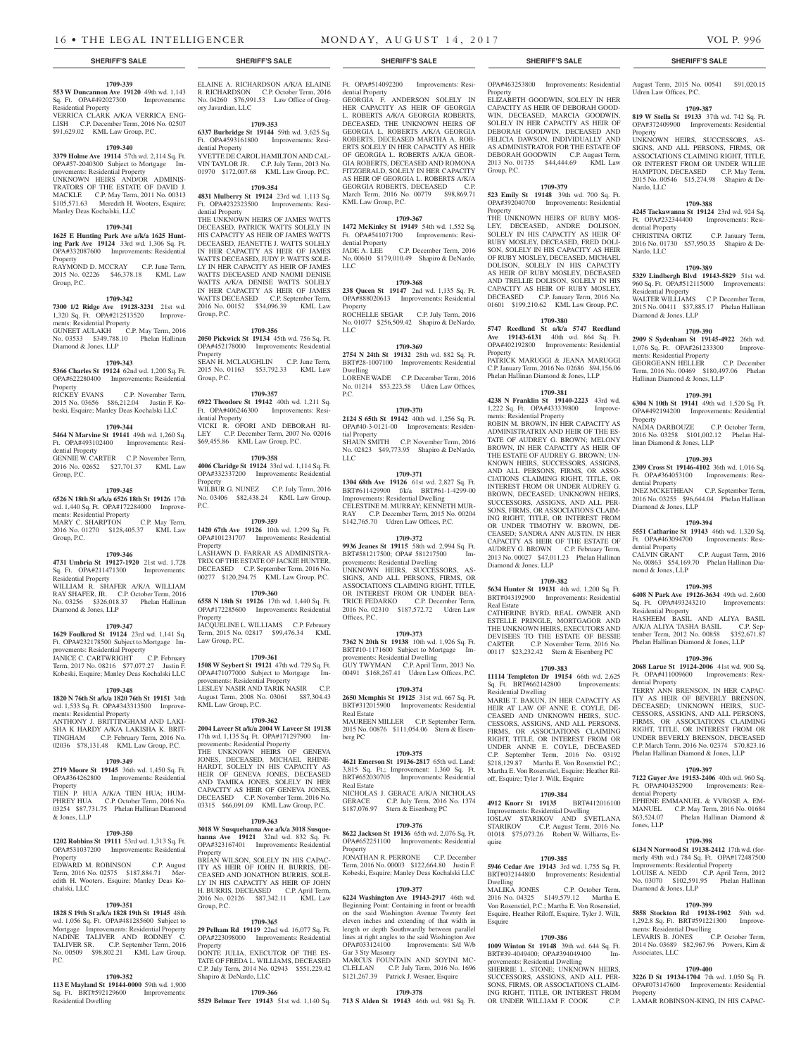**SHERIFF'S SALE**

**1709-339**

**553 W Duncannon Ave 19120** 49th wd. 1,143 Sq. Ft. OPA#492027300 Improvements: Residential Property
VERRICA CLARK A/K/A VERRICA ENGLISH C.P. December Term, 2016 No. 02507 $91,629.02 KML Law Group, P.C.

**1709-340**

**3379 Holme Ave 19114** 57th wd. 2,114 Sq. Ft. OPA#57-2040300 Subject to Mortgage Improvements: Residential Property
UNKNOWN HEIRS AND/OR ADMINISTRATORS OF THE ESTATE OF DAVID J. MACKLE C.P. May Term, 2011 No. 00313 $105,571.63 Meredith H. Wooters, Esquire; Manley Deas Kochalski, LLC

**1709-341**

**1625 E Hunting Park Ave a/k/a 1625 Hunting Park Ave 19124** 33rd wd. 1,306 Sq. Ft. OPA#332087600 Improvements: Residential Property
RAYMOND D. MCCRAY C.P. June Term, 2015 No. 02226 $46,378.18 KML Law Group, P.C.

**1709-342**

**7300 1/2 Ridge Ave 19128-3231** 21st wd. 1,320 Sq. Ft. OPA#212513520 Improvements: Residential Property
GUNEET AULAKH C.P. May Term, 2016 No. 03533 $349,788.10 Phelan Hallinan Diamond & Jones, LLP

**1709-343**

**5366 Charles St 19124** 62nd wd. 1,200 Sq. Ft. OPA#622280400 Improvements: Residential Property
RICKEY EVANS C.P. November Term, 2015 No. 03656 $86,212.04 Justin F. Kobeski, Esquire; Manley Deas Kochalski LLC

**1709-344**

**5464 N Marvine St 19141** 49th wd. 1,260 Sq. Ft. OPA#493102400 Improvements: Residential Property
GENNIE W. CARTER C.P. November Term, 2016 No. 02652 $27,701.37 KML Law Group, P.C.

**1709-345**

**6526 N 18th St a/k/a 6526 18th St 19126** 17th wd. 1,440 Sq. Ft. OPA#172284000 Improvements: Residential Property
MARY C. SHARPTON C.P. May Term, 2016 No. 01270 $128,405.37 KML Law Group, P.C.

**1709-346**

**4731 Umbria St 19127-1920** 21st wd. 1,728 Sq. Ft. OPA#211471300 Improvements: Residential Property
WILLIAM R. SHAFER A/K/A WILLIAM RAY SHAFER, JR. C.P. October Term, 2016 No. 03256 $326,018.37 Phelan Hallinan Diamond & Jones, LLP

**1709-347**

**1629 Foulkrod St 19124** 23rd wd. 1,141 Sq. Ft. OPA#232178500 Subject to Mortgage Improvements: Residential Property
JANICE C. CARTWRIGHT C.P. February Term, 2017 No. 08216 $77,077.27 Justin F. Kobeski, Esquire; Manley Deas Kochalski LLC

**1709-348**

**1820 N 76th St a/k/a 1820 76th St 19151** 34th wd. 1,533 Sq. Ft. OPA#343313500 Improvements: Residential Property
ANTHONY J. BRITTINGHAM AND LAKISHA K HARDY A/K/A LAKISHA K. BRITTINGHAM C.P. February Term, 2016 No. 02036 $78,131.48 KML Law Group, P.C.

**1709-349**

**2719 Moore St 19145** 36th wd. 1,450 Sq. Ft. OPA#364262800 Improvements: Residential Property
TIEN P. HUA A/K/A TIEN HUA; HUMPHREY HUA C.P. October Term, 2016 No. 03254 $87,731.75 Phelan Hallinan Diamond & Jones, LLP

**1709-350**

**1202 Robbins St 19111** 53rd wd. 1,313 Sq. Ft. OPA#531037200 Improvements: Residential Property
EDWARD M. ROBINSON C.P. August Term, 2016 No. 02575 $187,884.71 Meredith H. Wooters, Esquire; Manley Deas Kochalski, LLC

**1709-351**

**1828 S 19th St a/k/a 1828 19th St 19145** 48th wd. 1,056 Sq. Ft. OPA#481285600 Subject to Mortgage Improvements: Residential Property
NADINE TALIVER AND RODNEY C. TALIVER SR. C.P. September Term, 2016 No. 00509 $98,802.21 KML Law Group, P.C.

**1709-352**

**113 E Mayland St 19144-0000** 59th wd. 1,900 Sq. Ft. BRT#592129600 Improvements: Residential Dwelling
ELAINE A. RICHARDSON A/K/A ELAINE R. RICHARDSON C.P. October Term, 2016 No. 04260 $76,991.53 Law Office of Gregory Javardian, LLC

**1709-353**

**6337 Burbridge St 19144** 59th wd. 3,625 Sq. Ft. OPA#593161800 Improvements: Residential Property
YVETTE DE CAROL HAMILTON AND CALVIN TAYLOR JR. C.P. July Term, 2013 No. 01970 $172,007.68 KML Law Group, P.C.

**1709-354**

**4831 Mulberry St 19124** 23rd wd. 1,113 Sq. Ft. OPA#232323500 Improvements: Residential Property
THE UNKNOWN HEIRS OF JAMES WATTS DECEASED, PATRICK WATTS SOLELY IN HIS CAPACITY AS HEIR OF JAMES WATTS DECEASED, JEANETTE J. WATTS SOLELY IN HER CAPACITY AS HEIR OF JAMES WATTS DECEASED, JUDY P. WATTS SOLELY IN HER CAPACITY AS HEIR OF JAMES WATTS DECEASED AND NAOMI DENISE WATTS A/K/A DENISE WATTS SOLELY IN HER CAPACITY AS HEIR OF JAMES WATTS DECEASED C.P. September Term, 2016 No. 00152 $34,096.39 KML Law Group, P.C.

**1709-356**

**2050 Pickwick St 19134** 45th wd. 756 Sq. Ft. OPA#452178000 Improvements: Residential Property
SEAN H. MCLAUGHLIN C.P. June Term, 2015 No. 01163 $53,792.33 KML Law Group, P.C.

**1709-357**

**6922 Theodore St 19142** 40th wd. 1,211 Sq. Ft. OPA#406246300 Improvements: Residential Property
VICKI R. OFORI AND DEBORAH RILEY C.P. December Term, 2007 No. 02016 $69,455.86 KML Law Group, P.C.

**1709-358**

**4006 Claridge St 19124** 33rd wd. 1,114 Sq. Ft. OPA#332337200 Improvements: Residential Property
WILBUR G. NUNEZ C.P. July Term, 2016 No. 03406 $82,438.24 KML Law Group, P.C.

**1709-359**

**1420 67th Ave 19126** 10th wd. 1,299 Sq. Ft. OPA#101231707 Improvements: Residential Property
LASHAWN D. FARRAR AS ADMINISTRATRIX OF THE ESTATE OF JACKIE HUNTER, DECEASED C.P. September Term, 2016 No. 00277 $120,294.75 KML Law Group, P.C.

**1709-360**

**6558 N 18th St 19126** 17th wd. 1,440 Sq. Ft. OPA#172285600 Improvements: Residential Property
JACQUELINE L. WILLIAMS C.P. February Term, 2015 No. 02817 $99,476.34 KML Law Group, P.C.

**1709-361**

**1508 W Seybert St 19121** 47th wd. 729 Sq. Ft. OPA#471077000 Subject to Mortgage Improvements: Residential Property
LESLEY NASIR AND TARIK NASIR C.P. August Term, 2008 No. 03061 $87,304.43 KML Law Group, P.C.

**1709-362**

**2004 Laveer St a/k/a 2004 W Laveer St 19138** 17th wd. 1,135 Sq. Ft. OPA#171297900 Improvements: Residential Property
THE UNKNOWN HEIRS OF GENEVA JONES, DECEASED, MICHAEL RHINEHARDT, SOLELY IN HIS CAPACITY AS HEIR OF GENEVA JONES, DECEASED AND TAMIKA JONES, SOLELY IN HER CAPACITY AS HEIR OF GENEVA JONES, DECEASED C.P. November Term, 2016 No. 03315 $66,091.09 KML Law Group, P.C.

**1709-363**

**3018 W Susquehanna Ave a/k/a 3018 Susquehanna Ave 19121** 32nd wd. 832 Sq. Ft. OPA#323167401 Improvements: Residential Property
BRIAN WILSON, SOLELY IN HIS CAPACITY AS HEIR OF JOHN H. BURRIS, DECEASED AND JONATHON BURRIS, SOLELY IN HIS CAPACITY AS HEIR OF JOHN H. BURRIS, DECEASED C.P. April Term, 2016 No. 02126 $87,342.11 KML Law Group, P.C.

**1709-365**

**29 Pelham Rd 19119** 22nd wd. 16,077 Sq. Ft. OPA#223098000 Improvements: Residential Property
DONTE JULIA, EXECUTOR OF THE ESTATE OF FREDA L. WILLIAMS, DECEASED C.P. July Term, 2014 No. 02943 $551,229.42 Shapiro & DeNardo, LLC

**1709-366**

**5529 Belmar Terr 19143** 51st wd. 1,140 Sq. Ft. OPA#514092200 Improvements: Residential Property
GEORGIA F. ANDERSON SOLELY IN HER CAPACITY AS HEIR OF GEORGIA L. ROBERTS A/K/A GEORGIA ROBERTS, DECEASED, THE UNKNOWN HEIRS OF GEORGIA L. ROBERTS A/K/A GEORGIA ROBERTS, DECEASED MARTHA A. ROBERTS SOLELY IN HER CAPACITY AS HEIR OF GEORGIA L. ROBERTS A/K/A GEORGIA ROBERTS, DECEASED AND ROMONA FITZGERALD, SOLELY IN HER CAPACITY AS HEIR OF GEORGIA L. ROBERTS A/K/A GEORGIA ROBERTS, DECEASED C.P. March Term, 2016 No. 00779 $98,869.71 KML Law Group, P.C.

**1709-367**

**1472 McKinley St 19149** 54th wd. 1,552 Sq. Ft. OPA#541071700 Improvements: Residential Property
JADE A. LEE C.P. December Term, 2016 No. 00610 $179,010.49 Shapiro & DeNardo, LLC

**1709-368**

**238 Queen St 19147** 2nd wd. 1,135 Sq. Ft. OPA#888020613 Improvements: Residential Property
ROCHELLE SEGAR C.P. July Term, 2016 No. 01077 $256,509.42 Shapiro & DeNardo, LLC

**1709-369**

**2754 N 24th St 19132** 28th wd. 882 Sq. Ft. BRT#28-1007100 Improvements: Residential Dwelling
LORENE WADE C.P. December Term, 2016 No. 01214 $53,223.58 Udren Law Offices, P.C.

**1709-370**

**2124 S 65th St 19142** 40th wd. 1,256 Sq. Ft. OPA#40-3-0121-00 Improvements: Residential Property
SHAUN SMITH C.P. November Term, 2016 No. 02823 $49,773.95 Shapiro & DeNardo, LLC

**1709-371**

**1304 68th Ave 19126** 61st wd. 2,827 Sq. Ft. BRT#611429900 f/k/a BRT#61-1-4299-00 Improvements: Residential Dwelling
CELESTINE M. MURRAY; KENNETH MURRAY C.P. December Term, 2015 No. 00204 $142,765.70 Udren Law Offices, P.C.

**1709-372**

**9936 Jeanes St 19115** 58th wd. 2,994 Sq. Ft. BRT#581217500; OPA# 581217500 Improvements: Residential Dwelling
UNKNOWN HEIRS, SUCCESSORS, ASSIGNS, AND ALL PERSONS, FIRMS, OR ASSOCIATIONS CLAIMING RIGHT, TITLE, OR INTEREST FROM OR UNDER BEATRICE FEDARKO C.P. December Term, 2016 No. 02310 $187,572.72 Udren Law Offices, P.C.

**1709-373**

**7362 N 20th St 19138** 10th wd. 1,926 Sq. Ft. BRT#10-1171600 Subject to Mortgage Improvements: Residential Dwelling
GUY TWYMAN C.P. April Term, 2013 No. 00491 $168,267.41 Udren Law Offices, P.C.

**1709-374**

**2650 Memphis St 19125** 31st wd. 667 Sq. Ft. BRT#312015900 Improvements: Residential Real Estate
MAUREEN MILLER C.P. September Term, 2015 No. 00876 $111,054.06 Stern & Eisenberg PC

**1709-375**

**4621 Emerson St 19136-2817** 65th wd. Land: 3,815 Sq. Ft.; Improvement: 1,360 Sq. Ft. BRT#652030705 Improvements: Residential Real Estate
NICHOLAS J. GERACE A/K/A NICHOLAS GERACE C.P. July Term, 2016 No. 1374 $187,076.97 Stern & Eisenberg PC

**1709-376**

**8622 Jackson St 19136** 65th wd. 2,076 Sq. Ft. OPA#652251100 Improvements: Residential Property
JONATHAN R. PERRONE C.P. December Term, 2016 No. 00003 $122,664.80 Justin F. Kobeski, Esquire; Manley Deas Kochalski LLC

**1709-377**

**6224 Washington Ave 19143-2917** 46th wd. Beginning Point: Containing in front or breadth on the said Washington Avenue Twenty feet eleven inches and extending of that width in length or depth Southwardly between parallel lines at right angles to the said Washington Ave OPA#033124100 Improvements: S/d W/b Gar 3 Sty Masonry
MARCUS FOUNTAIN AND SOYINI MCCLELLAN C.P. July Term, 2016 No. 1696 $121,267.39 Patrick J. Wesner, Esquire

**1709-378**

**713 S Alden St 19143** 46th wd. 981 Sq. Ft. OPA#463253800 Improvements: Residential Property
ELIZABETH GOODWIN, SOLELY IN HER CAPACITY AS HEIR OF DEBORAH GOODWIN, DECEASED, MARCIA GOODWIN, SOLELY IN HER CAPACITY AS HEIR OF DEBORAH GOODWIN, DECEASED AND FELICIA DAWSON, INDIVIDUALLY AND AS ADMINISTRATOR FOR THE ESTATE OF DEBORAH GOODWIN C.P. August Term, 2013 No. 01735 $44,444.69 KML Law Group, P.C.

**1709-379**

**523 Emily St 19148** 39th wd. 700 Sq. Ft. OPA#392040700 Improvements: Residential Property
THE UNKNOWN HEIRS OF RUBY MOSLEY, DECEASED, ANDRE DOLISON, SOLELY IN HIS CAPACITY AS HEIR OF RUBY MOSLEY, DECEASED, FRED DOLISON, SOLELY IN HIS CAPACITY AS HEIR OF RUBY MOSLEY, DECEASED, MICHAEL DOLISON, SOLELY IN HIS CAPACITY AS HEIR OF RUBY MOSLEY, DECEASED AND TRELLIE DOLISON, SOLELY IN HIS CAPACITY AS HEIR OF RUBY MOSLEY, DECEASED C.P. January Term, 2016 No. 01601 $199,210.62 KML Law Group, P.C.

**1709-380**

**5747 Reedland St a/k/a 5747 Reedland Ave 19143-6131** 40th wd. 864 Sq. Ft. OPA#402192800 Improvements: Residential Property
PATRICK MARUGGI & JEANA MARUGGI C.P. January Term, 2016 No. 02686 $94,156.06 Phelan Hallinan Diamond & Jones, LLP

**1709-381**

**4238 N Franklin St 19140-2223** 43rd wd. 1,222 Sq. Ft. OPA#433339800 Improvements: Residential Property
ROBIN M. BROWN, IN HER CAPACITY AS ADMINISTRATRIX AND HEIR OF THE ESTATE OF AUDREY G. BROWN; MELONY BROWN, IN HER CAPACITY AS HEIR OF THE ESTATE OF AUDREY G. BROWN; UNKNOWN HEIRS, SUCCESSORS, ASSIGNS, AND ALL PERSONS, FIRMS, OR ASSOCIATIONS CLAIMING RIGHT, TITLE, OR INTEREST FROM OR UNDER AUDREY G. BROWN, DECEASED; UNKNOWN HEIRS, SUCCESSORS, ASSIGNS, AND ALL PERSONS, FIRMS, OR ASSOCIATIONS CLAIMING RIGHT, TITLE, OR INTEREST FROM OR UNDER TIMOTHY W. BROWN, DECEASED; SANDRA ANN AUSTIN, IN HER CAPACITY AS HEIR OF THE ESTATE OF AUDREY G. BROWN C.P. February Term, 2013 No. 00027 $47,011.23 Phelan Hallinan Diamond & Jones, LLP

**1709-382**

**5634 Hunter St 19131** 4th wd. 1,200 Sq. Ft. BRT#043192900 Improvements: Residential Real Estate
CATHERINE BYRD, REAL OWNER AND ESTELLE PRINGLE, MORTGAGOR AND THE UNKNOWN HEIRS, EXECUTORS AND DEVISEES TO THE ESTATE OF BESSIE CARTER C.P. November Term, 2016 No. 00117 $23,232.42 Stern & Eisenberg PC

**1709-383**

**11114 Templeton Dr 19154** 66th wd. 2,625 Sq. Ft. BRT#662142800 Improvements: Residential Dwelling
MARIE T. BAKUN, IN HER CAPACITY AS HEIR AT LAW OF ANNE E. COYLE, DECEASED AND UNKNOWN HEIRS, SUCCESSORS, ASSIGNS, AND ALL PERSONS, FIRMS, OR ASSOCIATIONS CLAIMING RIGHT, TITLE, OR INTEREST FROM OR UNDER ANNE E. COYLE, DECEASED C.P. September Term, 2016 No. 03192 $218,129.87 Martha E. Von Rosenstiel P.C.; Martha E. Von Rosenstiel, Esquire; Heather Riloff, Esquire; Tyler J. Wilk, Esquire

**1709-384**

**4912 Knorr St 19135** BRT#412016100 Improvements: Residential Dwelling
IOSLAV STARIKOV AND SVETLANA STARIKOV C.P. August Term, 2016 No. 01018 $75,073.26 Robert W. Williams, Esquire

**1709-385**

**5946 Cedar Ave 19143** 3rd wd. 1,755 Sq. Ft. BRT#032144800 Improvements: Residential Dwelling
MALIKA JONES C.P. October Term, 2016 No. 04325 $149,579.12 Martha E. Von Rosenstiel, P.C.; Martha E. Von Rosenstiel, Esquire, Heather Riloff, Esquire, Tyler J. Wilk, Esquire

**1709-386**

**1009 Winton St 19148** 39th wd. 644 Sq. Ft. BRT#39-4049400; OPA#394049400 Improvements: Residential Dwelling
SHERRIE L. STONE; UNKNOWN HEIRS, SUCCESSORS, ASSIGNS, AND ALL PERSONS, FIRMS, OR ASSOCIATIONS CLAIMING RIGHT, TITLE, OR INTEREST FROM OR UNDER WILLIAM F. COOK C.P. August Term, 2015 No. 00541 $91,020.15 Udren Law Offices, P.C.

**1709-387**

**819 W Stella St 19133** 37th wd. 742 Sq. Ft. OPA#372409900 Improvements: Residential Property
UNKNOWN HEIRS, SUCCESSORS, ASSIGNS, AND ALL PERSONS, FIRMS, OR ASSOCIATIONS CLAIMING RIGHT, TITLE, OR INTEREST FROM OR UNDER WILLIE HAMPTON, DECEASED C.P. May Term, 2015 No. 00546 $15,274.98 Shapiro & DeNardo, LLC

**1709-388**

**4245 Tackawanna St 19124** 23rd wd. 924 Sq. Ft. OPA#232344400 Improvements: Residential Property
CHRISTINA ORTIZ C.P. January Term, 2016 No. 01730 $57,950.35 Shapiro & DeNardo, LLC

**1709-389**

**5329 Lindbergh Blvd 19143-5829** 51st wd. 960 Sq. Ft. OPA#512115000 Improvements: Residential Property
WALTER WILLIAMS C.P. December Term, 2015 No. 00411 $37,885.17 Phelan Hallinan Diamond & Jones, LLP

**1709-390**

**2909 S Sydenham St 19145-4922** 26th wd. 1,076 Sq. Ft. OPA#261233300 Improvements: Residential Property
GEORGEANN HELLER C.P. December Term, 2016 No. 00469 $180,497.06 Phelan Hallinan Diamond & Jones, LLP

**1709-391**

**6304 N 10th St 19141** 49th wd. 1,520 Sq. Ft. OPA#492194200 Improvements: Residential Property
NADIA DARBOUZE C.P. October Term, 2016 No. 03258 $101,002.12 Phelan Hallinan Diamond & Jones, LLP

**1709-393**

**2309 Cross St 19146-4102** 36th wd. 1,016 Sq. Ft. OPA#364053100 Improvements: Residential Property
INEZ MCKETHEAN C.P. September Term, 2016 No. 03255 $96,644.04 Phelan Hallinan Diamond & Jones, LLP

**1709-394**

**5551 Catharine St 19143** 46th wd. 1,320 Sq. Ft. OPA#463094700 Improvements: Residential Property
CALVIN GRANT C.P. August Term, 2016 No. 00863 $54,169.70 Phelan Hallinan Diamond & Jones, LLP

**1709-395**

**6408 N Park Ave 19126-3634** 49th wd. 2,600 Sq. Ft. OPA#493243210 Improvements: Residential Property
HASHEEM BASIL AND ALIYA BASIL A/K/A ALIYA TASHA BASIL C.P. September Term, 2012 No. 00858 $352,671.87 Phelan Hallinan Diamond & Jones, LLP

**1709-396**

**2068 Larue St 19124-2006** 41st wd. 900 Sq. Ft. OPA#411009600 Improvements: Residential Property
TERRY ANN BRENSON, IN HER CAPACITY AS HEIR OF BEVERLY BRENSON, DECEASED; UNKNOWN HEIRS, SUCCESSORS, ASSIGNS, AND ALL PERSONS, FIRMS, OR ASSOCIATIONS CLAIMING RIGHT, TITLE, OR INTEREST FROM OR UNDER BEVERLY BRENSON, DECEASED C.P. March Term, 2016 No. 02374 $70,823.16 Phelan Hallinan Diamond & Jones, LLP

**1709-397**

**7122 Guyer Ave 19153-2406** 40th wd. 960 Sq. Ft. OPA#404352900 Improvements: Residential Property
EPHENE EMMANUEL & YVROSE A. EMMANUEL C.P. May Term, 2016 No. 01684 $63,524.07 Phelan Hallinan Diamond & Jones, LLP

**1709-398**

**6134 N Norwood St 19138-2412** 17th wd. (formerly 49th wd.) 784 Sq. Ft. OPA#172487500 Improvements: Residential Property
LOUISE A. NEDD C.P. April Term, 2012 No. 03070 $102,591.95 Phelan Hallinan Diamond & Jones, LLP

**1709-399**

**5858 Stockton Rd 19138-1902** 59th wd. 1,292.8 Sq. Ft. BRT#591221300 Improvements: Residential Dwelling
LEVARIS B. JONES C.P. October Term, 2014 No. 03689 $82,967.96 Powers, Kirn & Associates, LLC

**1709-400**

**3226 D St 19134-1704** 7th wd. 1,050 Sq. Ft. OPA#073147600 Improvements: Residential Property
LAMAR ROBINSON-KING, IN HIS CAPAC-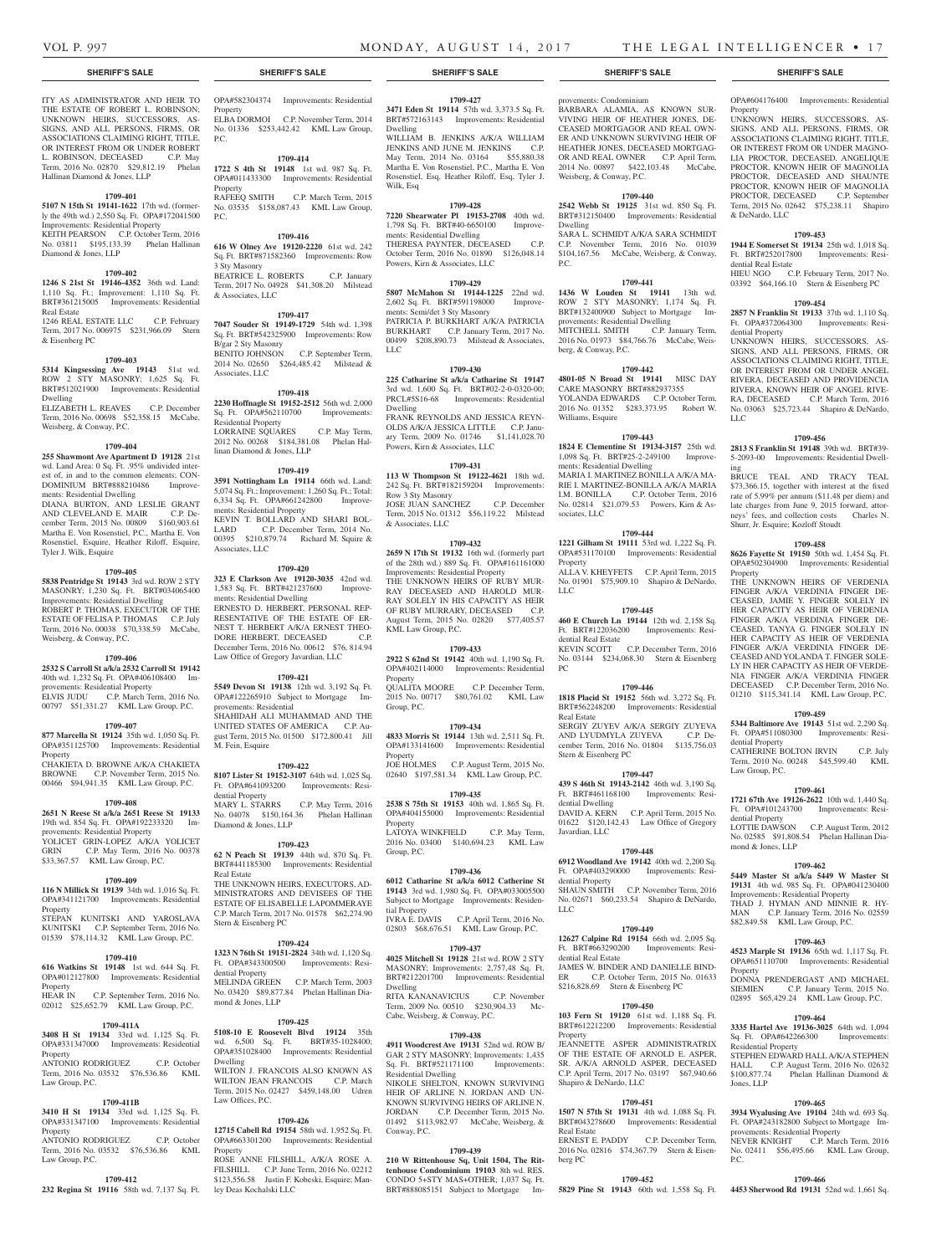ITY AS ADMINISTRATOR AND HEIR TO THE ESTATE OF ROBERT L. ROBINSON; UNKNOWN HEIRS, SUCCESSORS, ASSIGNS, AND ALL PERSONS, FIRMS, OR ASSOCIATIONS CLAIMING RIGHT, TITLE, OR INTEREST FROM OR UNDER ROBERT L. ROBINSON, DECEASED C.P. May Term, 2016 No. 02870 $29,812.19 Phelan Hallinan Diamond & Jones, LLP

**1709-401**

**5107 N 15th St 19141-1622** 17th wd. (formerly the 49th wd.) 2,550 Sq. Ft. OPA#172041500 Improvements: Residential Property
KEITH PEARSON C.P. October Term, 2016 No. 03811 $195,133.39 Phelan Hallinan Diamond & Jones, LLP

**1709-402**

**1246 S 21st St 19146-4352** 36th wd. Land: 1,110 Sq. Ft.; Improvement: 1,110 Sq. Ft. BRT#361215005 Improvements: Residential Real Estate
1246 REAL ESTATE LLC C.P. February Term, 2017 No. 006975 $231,966.09 Stern & Eisenberg PC

**1709-403**

**5314 Kingsessing Ave 19143** 51st wd. ROW 2 STY MASONRY; 1,625 Sq. Ft. BRT#512021900 Improvements: Residential Dwelling
ELIZABETH L. REAVES C.P. December Term, 2016 No. 00698 $52,358.15 McCabe, Weisberg, & Conway, P.C.

**1709-404**

**255 Shawmont Ave Apartment D 19128** 21st wd. Land Area: 0 Sq. Ft. .95% undivided interest of, in and to the common elements; CONDOMINIUM BRT#888210486 Improvements: Residential Dwelling
DIANA BURTON, AND LESLIE GRANT AND CLEVELAND E. MAIR C.P. December Term, 2015 No. 00809 $160,903.61 Martha E. Von Rosenstiel, P.C., Martha E. Von Rosenstiel, Esquire, Heather Riloff, Esquire, Tyler J. Wilk, Esquire

**1709-405**

**5838 Pentridge St 19143** 3rd wd. ROW 2 STY MASONRY; 1,230 Sq. Ft. BRT#034065400 Improvements: Residential Dwelling
ROBERT P. THOMAS, EXECUTOR OF THE ESTATE OF FELISA P. THOMAS C.P. July Term, 2016 No. 00038 $70,338.59 McCabe, Weisberg, & Conway, P.C.

**1709-406**

**2532 S Carroll St a/k/a 2532 Carroll St 19142** 40th wd. 1,232 Sq. Ft. OPA#406108400 Improvements: Residential Property
ELVIS JUDU C.P. March Term, 2016 No. 00797 $51,331.27 KML Law Group, P.C.

**1709-407**

**877 Marcella St 19124** 35th wd. 1,050 Sq. Ft. OPA#351125700 Improvements: Residential Property
CHAKIETA D. BROWNE A/K/A CHAKIETA BROWNE C.P. November Term, 2015 No. 00466 $94,941.35 KML Law Group, P.C.

**1709-408**

**2651 N Reese St a/k/a 2651 Reese St 19133** 19th wd. 854 Sq. Ft. OPA#192233320 Improvements: Residential Property
YOLICET GRIN-LOPEZ A/K/A YOLICET GRIN C.P. May Term, 2016 No. 00378 $33,367.57 KML Law Group, P.C.

**1709-409**

**116 N Millick St 19139** 34th wd. 1,016 Sq. Ft. OPA#341121700 Improvements: Residential Property
STEPAN KUNITSKI AND YAROSLAVA KUNITSKI C.P. September Term, 2016 No. 01539 $78,114.32 KML Law Group, P.C.

**1709-410**

**616 Watkins St 19148** 1st wd. 644 Sq. Ft. OPA#012127800 Improvements: Residential Property
HEAR IN C.P. September Term, 2016 No. 02012 $25,652.79 KML Law Group, P.C.

**1709-411A**

**3408 H St 19134** 33rd wd. 1,125 Sq. Ft. OPA#331347000 Improvements: Residential Property
ANTONIO RODRIGUEZ C.P. October Term, 2016 No. 03532 $76,536.86 KML Law Group, P.C.

**1709-411B**

**3410 H St 19134** 33rd wd. 1,125 Sq. Ft. OPA#331347100 Improvements: Residential Property
ANTONIO RODRIGUEZ C.P. October Term, 2016 No. 03532 $76,536.86 KML Law Group, P.C.

**1709-412**

**232 Regina St 19116** 58th wd. 7,137 Sq. Ft. OPA#582304374 Improvements: Residential Property
ELBA DORMOI C.P. November Term, 2014 No. 01336 $253,442.42 KML Law Group, P.C.

**1709-414**

**1722 S 4th St 19148** 1st wd. 987 Sq. Ft. OPA#011433300 Improvements: Residential Property
RAFEEQ SMITH C.P. March Term, 2015 No. 03535 $158,087.43 KML Law Group, P.C.

**1709-416**

**616 W Olney Ave 19120-2220** 61st wd. 242 Sq. Ft. BRT#871582360 Improvements: Row 3 Sty Masonry
BEATRICE L. ROBERTS C.P. January Term, 2017 No. 04928 $41,308.20 Milstead & Associates, LLC

**1709-417**

**7047 Souder St 19149-1729** 54th wd. 1,398 Sq. Ft. BRT#542325900 Improvements: Row B/gar 2 Sty Masonry
BENITO JOHNSON C.P. September Term, 2014 No. 02650 $264,485.42 Milstead & Associates, LLC

**1709-418**

**2230 Hoffnagle St 19152-2512** 56th wd. 2,000 Sq. Ft. OPA#562110700 Improvements: Residential Property
LORRAINE SQUARES C.P. May Term, 2012 No. 00268 $184,381.08 Phelan Hallinan Diamond & Jones, LLP

**1709-419**

**3591 Nottingham Ln 19114** 66th wd. Land: 5,074 Sq. Ft.; Improvement: 1,260 Sq. Ft.; Total: 6,334 Sq. Ft. OPA#661242800 Improvements: Residential Property
KEVIN T. BOLLARD AND SHARI BOLLARD C.P. December Term, 2014 No. 00395 $210,879.74 Richard M. Squire & Associates, LLC

**1709-420**

**323 E Clarkson Ave 19120-3035** 42nd wd. 1,583 Sq. Ft. BRT#421237600 Improvements: Residential Dwelling
ERNESTO D. HERBERT, PERSONAL REPRESENTATIVE OF THE ESTATE OF ERNEST T. HERBERT A/K/A ERNEST THEODORE HERBERT, DECEASED C.P. December Term, 2016 No. 00612 $76, 814.94 Law Office of Gregory Javardian, LLC

**1709-421**

**5549 Devon St 19138** 12th wd. 3,192 Sq. Ft. OPA#122265910 Subject to Mortgage Improvements: Residential
SHAHIDAH ALI MUHAMMAD AND THE UNITED STATES OF AMERICA C.P. August Term, 2015 No. 01500 $172,800.41 Jill M. Fein, Esquire

**1709-422**

**8107 Lister St 19152-3107** 64th wd. 1,025 Sq. Ft. OPA#641093200 Improvements: Residential Property
MARY L. STARRS C.P. May Term, 2016 No. 04078 $150,164.36 Phelan Hallinan Diamond & Jones, LLP

**1709-423**

**62 N Peach St 19139** 44th wd. 870 Sq. Ft. BRT#441185300 Improvements: Residential Real Estate
THE UNKNOWN HEIRS, EXECUTORS, ADMINISTRATORS AND DEVISEES OF THE ESTATE OF ELISABELLE LAPOMMERAYE C.P. March Term, 2017 No. 01578 $62,274.90 Stern & Eisenberg PC

**1709-424**

**1323 N 76th St 19151-2824** 34th wd. 1,120 Sq. Ft. OPA#343300500 Improvements: Residential Property
MELINDA GREEN C.P. March Term, 2003 No. 03420 $89,877.84 Phelan Hallinan Diamond & Jones, LLP

**1709-425**

**5108-10 E Roosevelt Blvd 19124** 35th wd. 6,500 Sq. Ft. BRT#35-1028400; OPA#351028400 Improvements: Residential Dwelling
WILTON J. FRANCOIS ALSO KNOWN AS WILTON JEAN FRANCOIS C.P. March Term, 2015 No. 02427 $459,148.00 Udren Law Offices, P.C.

**1709-426**

**12715 Cabell Rd 19154** 58th wd. 1,952 Sq. Ft. OPA#663301200 Improvements: Residential Property
ROSE ANNE FILSHILL, A/K/A ROSE A. FILSHILL C.P. June Term, 2016 No. 02212 $123,556.58 Justin F. Kobeski, Esquire; Manley Deas Kochalski LLC

**1709-427**

**3471 Eden St 19114** 57th wd. 3,373.5 Sq. Ft. BRT#572163143 Improvements: Residential Dwelling
WILLIAM B. JENKINS A/K/A WILLIAM JENKINS AND JUNE M. JENKINS C.P. May Term, 2014 No. 03164 $55,880.38 Martha E. Von Rosenstiel, P.C., Martha E. Von Rosenstiel, Esq, Heather Riloff, Esq, Tyler J. Wilk, Esq

**1709-428**

**7220 Shearwater Pl 19153-2708** 40th wd. 1,798 Sq. Ft. BRT#40-6650100 Improvements: Residential Dwelling
THERESA PAYNTER, DECEASED C.P. October Term, 2016 No. 01890 $126,048.14 Powers, Kirn & Associates, LLC

**1709-429**

**5807 McMahon St 19144-1225** 22nd wd. 2,602 Sq. Ft. BRT#591198000 Improvements: Semi/det 3 Sty Masonry
PATRICIA P. BURKHART A/K/A PATRICIA BURKHART C.P. January Term, 2017 No. 00499 $208,890.73 Milstead & Associates, LLC

**1709-430**

**225 Catharine St a/k/a Catharine St 19147** 3rd wd. 1,600 Sq. Ft. BRT#02-2-0-0320-00; PRCL#5S16-68 Improvements: Residential Dwelling
FRANK REYNOLDS AND JESSICA REYNOLDS A/K/A JESSICA LITTLE C.P. January Term, 2009 No. 01746 $1,141,028.70 Powers, Kirn & Associates, LLC

**1709-431**

**113 W Thompson St 19122-4621** 18th wd. 242 Sq. Ft. BRT#182159204 Improvements: Row 3 Sty Masonry
JOSE JUAN SANCHEZ C.P. December Term, 2015 No. 01312 $56,119.22 Milstead & Associates, LLC

**1709-432**

**2659 N 17th St 19132** 16th wd. (formerly part of the 28th wd.) 889 Sq. Ft. OPA#161161000 Improvements: Residential Property
THE UNKNOWN HEIRS OF RUBY MURRAY DECEASED AND HAROLD MURRAY SOLELY IN HIS CAPACITY AS HEIR OF RUBY MURRARY, DECEASED C.P. August Term, 2015 No. 02820 $77,405.57 KML Law Group, P.C.

**1709-433**

**2922 S 62nd St 19142** 40th wd. 1,190 Sq. Ft. OPA#402114000 Improvements: Residential Property
QUALITA MOORE C.P. December Term, 2015 No. 00717 $80,761.02 KML Law Group, P.C.

**1709-434**

**4833 Morris St 19144** 13th wd. 2,511 Sq. Ft. OPA#133141600 Improvements: Residential Property
JOE HOLMES C.P. August Term, 2015 No. 02640 $197,581.34 KML Law Group, P.C.

**1709-435**

**2538 S 75th St 19153** 40th wd. 1,865 Sq. Ft. OPA#404155000 Improvements: Residential Property
LATOYA WINKFIELD C.P. May Term, 2016 No. 03400 $140,694.23 KML Law Group, P.C.

**1709-436**

**6012 Catharine St a/k/a 6012 Catherine St 19143** 3rd wd. 1,980 Sq. Ft. OPA#033005500 Subject to Mortgage Improvements: Residential Property
IVRA E. DAVIS C.P. April Term, 2016 No. 02803 $68,676.51 KML Law Group, P.C.

**1709-437**

**4025 Mitchell St 19128** 21st wd. ROW 2 STY MASONRY; Improvements: 2,757,48 Sq. Ft. BRT#212201700 Improvements: Residential Dwelling
RITA KANANAVICIUS C.P. November Term, 2009 No. 00510 $230,904.33 McCabe, Weisberg, & Conway, P.C.

**1709-438**

**4911 Woodcrest Ave 19131** 52nd wd. ROW B/GAR 2 STY MASONRY; Improvements: 1,435 Sq. Ft. BRT#521171100 Improvements: Residential Dwelling
NIKOLE SHELTON, KNOWN SURVIVING HEIR OF ARLINE N. JORDAN AND UNKNOWN SURVIVING HEIRS OF ARLINE N. JORDAN C.P. December Term, 2015 No. 01492 $113,982.97 McCabe, Weisberg, & Conway, P.C.

**1709-439**

**210 W Rittenhouse Sq, Unit 1504, The Rittenhouse Condominium 19103** 8th wd. RES. CONDO 5+STY MAS+OTHER; 1,037 Sq. Ft. BRT#888085151 Subject to Mortgage Improvements: Condominium
BARBARA ALAMIA, AS KNOWN SURVIVING HEIR OF HEATHER JONES, DECEASED MORTGAGOR AND REAL OWNER AND UNKNOWN SURVIVING HEIR OF HEATHER JONES, DECEASED MORTGAGOR AND REAL OWNER C.P. April Term, 2014 No. 00897 $422,103.48 McCabe, Weisberg, & Conway, P.C.

**1709-440**

**2542 Webb St 19125** 31st wd. 850 Sq. Ft. BRT#312150400 Improvements: Residential Dwelling
SARA L. SCHMIDT A/K/A SARA SCHMIDT C.P. November Term, 2016 No. 01039 $104,167.56 McCabe, Weisberg, & Conway, P.C.

**1709-441**

**1436 W Louden St 19141** 13th wd. ROW 2 STY MASONRY; 1,174 Sq. Ft. BRT#132400900 Subject to Mortgage Improvements: Residential Dwelling
MITCHELL SMITH C.P. January Term, 2016 No. 01973 $84,766.76 McCabe, Weisberg, & Conway, P.C.

**1709-442**

**4801-05 N Broad St 19141** MISC DAY CARE MASONRY BRT#882937355
YOLANDA EDWARDS C.P. October Term, 2016 No. 01352 $283,373.95 Robert W. Williams, Esquire

**1709-443**

**1824 E Clementine St 19134-3157** 25th wd. 1,098 Sq. Ft. BRT#25-2-249100 Improvements: Residential Dwelling
MARIA I. MARTINEZ BONILLA A/K/A MARIE I. MARTINEZ-BONILLA A/K/A MARIA I.M. BONILLA C.P. October Term, 2016 No. 02814 $21,079.53 Powers, Kirn & Associates, LLC

**1709-444**

**1221 Gilham St 19111** 53rd wd. 1,222 Sq. Ft. OPA#531170100 Improvements: Residential Property
ALLA V. KHEYFETS C.P. April Term, 2015 No. 01901 $75,909.10 Shapiro & DeNardo, LLC

**1709-445**

**460 E Church Ln 19144** 12th wd. 2,158 Sq. Ft. BRT#122036200 Improvements: Residential Real Estate
KEVIN SCOTT C.P. December Term, 2016 No. 03144 $234,068.30 Stern & Eisenberg PC

**1709-446**

**1818 Placid St 19152** 56th wd. 3,272 Sq. Ft. BRT#562248200 Improvements: Residential Real Estate
SERGIY ZUYEV A/K/A SERGIY ZUYEVA AND LYUDMYLA ZUYEVA C.P. December Term, 2016 No. 01804 $135,756.03 Stern & Eisenberg PC

**1709-447**

**439 S 46th St 19143-2142** 46th wd. 3,190 Sq. Ft. BRT#461168100 Improvements: Residential Dwelling
DAVID A. KERN C.P. April Term, 2015 No. 01622 $120,142.43 Law Office of Gregory Javardian, LLC

**1709-448**

**6912 Woodland Ave 19142** 40th wd. 2,200 Sq. Ft. OPA#403290000 Improvements: Residential Property
SHAUN SMITH C.P. November Term, 2016 No. 02671 $60,233.54 Shapiro & DeNardo, LLC

**1709-449**

**12627 Calpine Rd 19154** 66th wd. 2,095 Sq. Ft. BRT#663290200 Improvements: Residential Real Estate
JAMES W. BINDER AND DANIELLE BINDER C.P. October Term, 2015 No. 01633 $216,828.69 Stern & Eisenberg PC

**1709-450**

**103 Fern St 19120** 61st wd. 1,188 Sq. Ft. BRT#612212200 Improvements: Residential Property
JEANNETTE ASPER ADMINISTRATRIX OF THE ESTATE OF ARNOLD E. ASPER, SR. A/K/A ARNOLD ASPER, DECEASED C.P. April Term, 2017 No. 03197 $67,940.66 Shapiro & DeNardo, LLC

**1709-451**

**1507 N 57th St 19131** 4th wd. 1,088 Sq. Ft. BRT#043278600 Improvements: Residential Real Estate
ERNEST E. PADDY C.P. December Term, 2016 No. 02816 $74,367.79 Stern & Eisenberg PC

**1709-452**

**5829 Pine St 19143** 60th wd. 1,558 Sq. Ft. OPA#604176400 Improvements: Residential Property
UNKNOWN HEIRS, SUCCESSORS, ASSIGNS, AND ALL PERSONS, FIRMS, OR ASSOCIATIONS CLAIMING RIGHT, TITLE, OR INTEREST FROM OR UNDER MAGNOLIA PROCTOR, DECEASED, ANGELIQUE PROCTOR, KNOWN HEIR OF MAGNOLIA PROCTOR, DECEASED AND SHAUNTE PROCTOR, KNOWN HEIR OF MAGNOLIA PROCTOR, DECEASED C.P. September Term, 2015 No. 02642 $75,238.11 Shapiro & DeNardo, LLC

**1709-453**

**1944 E Somerset St 19134** 25th wd. 1,018 Sq. Ft. BRT#252017800 Improvements: Residential Real Estate
HIEU NGO C.P. February Term, 2017 No. 03392 $64,166.10 Stern & Eisenberg PC

**1709-454**

**2857 N Franklin St 19133** 37th wd. 1,110 Sq. Ft. OPA#372064300 Improvements: Residential Property
UNKNOWN HEIRS, SUCCESSORS, ASSIGNS, AND ALL PERSONS, FIRMS, OR ASSOCIATIONS CLAIMING RIGHT, TITLE, OR INTEREST FROM OR UNDER ANGEL RIVERA, DECEASED AND PROVIDENCIA RIVERA, KNOWN HEIR OF ANGEL RIVERA, DECEASED C.P. March Term, 2016 No. 03063 $25,723.44 Shapiro & DeNardo, LLC

**1709-456**

**2813 S Franklin St 19148** 39th wd. BRT#39-5-2093-00 Improvements: Residential Dwelling
BRUCE TEAL AND TRACY TEAL $73,366.15, together with interest at the fixed rate of 5.99% per annum ($11.48 per diem) and late charges from June 9, 2015 forward, attorneys' fees, and collection costs Charles N. Shurr, Jr. Esquire; Kozloff Stoudt

**1709-458**

**8626 Fayette St 19150** 50th wd. 1,454 Sq. Ft. OPA#502304900 Improvements: Residential Property
THE UNKNOWN HEIRS OF VERDENIA FINGER A/K/A VERDINIA FINGER DECEASED, JAMIE Y. FINGER SOLELY IN HER CAPACITY AS HEIR OF VERDENIA FINGER A/K/A VERDINIA FINGER DECEASED, TANYA G. FINGER SOLELY IN HER CAPACITY AS HEIR OF VERDENIA FINGER A/K/A VERDINIA FINGER DECEASED AND YOLANDA T. FINGER SOLELY IN HER CAPACITY AS HEIR OF VERDENIA FINGER A/K/A VERDINIA FINGER DECEASED C.P. December Term, 2016 No. 01210 $115,341.14 KML Law Group, P.C.

**1709-459**

**5344 Baltimore Ave 19143** 51st wd. 2,290 Sq. Ft. OPA#511080300 Improvements: Residential Property
CATHERINE BOLTON IRVIN C.P. July Term, 2010 No. 00248 $45,599.40 KML Law Group, P.C.

**1709-461**

**1721 67th Ave 19126-2622** 10th wd. 1,440 Sq. Ft. OPA#101243700 Improvements: Residential Property
LOTTIE DAWSON C.P. August Term, 2012 No. 02585 $91,808.54 Phelan Hallinan Diamond & Jones, LLP

**1709-462**

**5449 Master St a/k/a 5449 W Master St 19131** 4th wd. 985 Sq. Ft. OPA#041230400 Improvements: Residential Property
THAD J. HYMAN AND MINNIE R. HYMAN C.P. January Term, 2016 No. 02559 $82,849.58 KML Law Group, P.C.

**1709-463**

**4523 Marple St 19136** 65th wd. 1,117 Sq. Ft. OPA#651110700 Improvements: Residential Property
DONNA PRENDERGAST AND MICHAEL SIEMIEN C.P. January Term, 2015 No. 02895 $65,429.24 KML Law Group, P.C.

**1709-464**

**3335 Hartel Ave 19136-3025** 64th wd. 1,094 Sq. Ft. OPA#642266300 Improvements: Residential Property
STEPHEN EDWARD HALL A/K/A STEPHEN HALL C.P. August Term, 2016 No. 02632 $100,877.74 Phelan Hallinan Diamond & Jones, LLP

**1709-465**

**3934 Wyalusing Ave 19104** 24th wd. 693 Sq. Ft. OPA#243182800 Subject to Mortgage Improvements: Residential Property
NEVER KNIGHT C.P. March Term, 2016 No. 02411 $56,495.66 KML Law Group, P.C.

**1709-466**

**4453 Sherwood Rd 19131** 52nd wd. 1,661 Sq.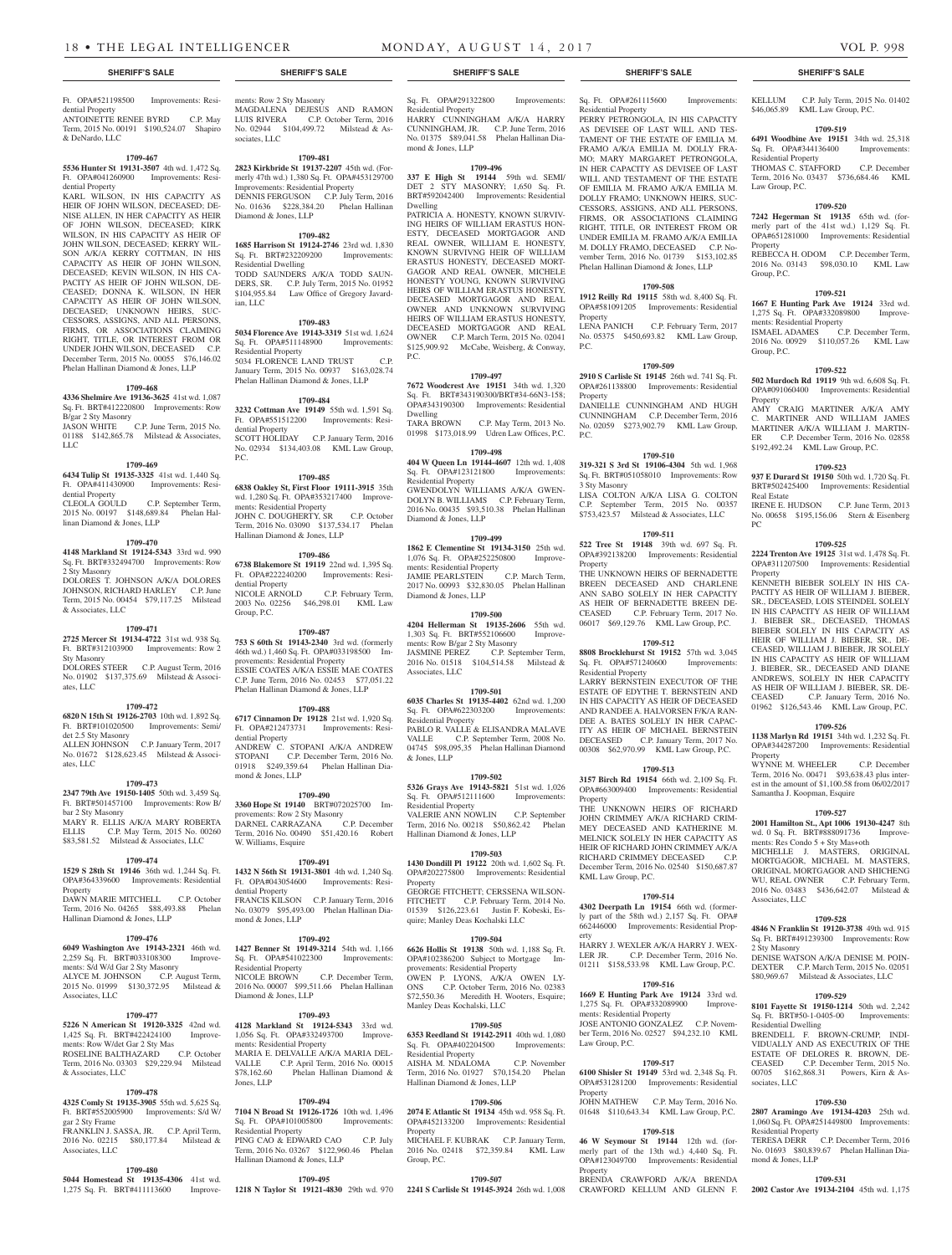## SHERIFF'S SALE

Ft. OPA#521198500 Improvements: Residential Property
ANTOINETTE RENEE BYRD C.P. May Term, 2015 No. 00191 $190,524.07 Shapiro & DeNardo, LLC

**1709-467**
**5536 Hunter St 19131-3507** 4th wd. 1,472 Sq. Ft. OPA#041260900 Improvements: Residential Property
KARL WILSON, IN HIS CAPACITY AS HEIR OF JOHN WILSON, DECEASED; DENISE ALLEN, IN HER CAPACITY AS HEIR OF JOHN WILSON, DECEASED; KIRK WILSON, IN HIS CAPACITY AS HEIR OF JOHN WILSON, DECEASED; KERRY WILSON A/K/A KERRY COTTMAN, IN HIS CAPACITY AS HEIR OF JOHN WILSON, DECEASED; KEVIN WILSON, IN HIS CAPACITY AS HEIR OF JOHN WILSON, DECEASED; DONNA K. WILSON, IN HER CAPACITY AS HEIR OF JOHN WILSON, DECEASED; UNKNOWN HEIRS, SUCCESSORS, ASSIGNS, AND ALL PERSONS, FIRMS, OR ASSOCIATIONS CLAIMING RIGHT, TITLE, OR INTEREST FROM OR UNDER JOHN WILSON, DECEASED C.P. December Term, 2015 No. 00055 $76,146.02 Phelan Hallinan Diamond & Jones, LLP

**1709-468**
**4336 Shelmire Ave 19136-3625** 41st wd. 1,087 Sq. Ft. BRT#412220800 Improvements: Row B/gar 2 Sty Masonry
JASON WHITE C.P. June Term, 2015 No. 01188 $142,865.78 Milstead & Associates, LLC

**1709-469**
**6434 Tulip St 19135-3325** 41st wd. 1,440 Sq. Ft. OPA#411430900 Improvements: Residential Property
CLEOLA GOULD C.P. September Term, 2015 No. 00197 $148,689.84 Phelan Hallinan Diamond & Jones, LLP

**1709-470**
**4148 Markland St 19124-5343** 33rd wd. 990 Sq. Ft. BRT#332494700 Improvements: Row 2 Sty Masonry
DOLORES T. JOHNSON A/K/A DOLORES JOHNSON, RICHARD HARLEY C.P. June Term, 2015 No. 00454 $79,117.25 Milstead & Associates, LLC

**1709-471**
**2725 Mercer St 19134-4722** 31st wd. 938 Sq. Ft. BRT#312103900 Improvements: Row 2 Sty Masonry
DOLORES STEER C.P. August Term, 2016 No. 01902 $137,375.69 Milstead & Associates, LLC

**1709-472**
**6820 N 15th St 19126-2703** 10th wd. 1,892 Sq. Ft. BRT#101020500 Improvements: Semi/det 2.5 Sty Masonry
ALLEN JOHNSON C.P. January Term, 2017 No. 01672 $128,623.45 Milstead & Associates, LLC

**1709-473**
**2347 79th Ave 19150-1405** 50th wd. 3,459 Sq. Ft. BRT#501457100 Improvements: Row B/bar 2 Sty Masonry
MARY R. ELLIS A/K/A MARY ROBERTA ELLIS C.P. May Term, 2015 No. 00260 $83,581.52 Milstead & Associates, LLC

**1709-474**
**1529 S 28th St 19146** 36th wd. 1,244 Sq. Ft. OPA#364339600 Improvements: Residential Property
DAWN MARIE MITCHELL C.P. October Term, 2016 No. 04265 $88,493.88 Phelan Hallinan Diamond & Jones, LLP

**1709-476**
**6049 Washington Ave 19143-2321** 46th wd. 2,259 Sq. Ft. BRT#033108300 Improvements: S/d W/d Gar 2 Sty Masonry
ALYCE M. JOHNSON C.P. August Term, 2015 No. 01999 $130,372.95 Milstead & Associates, LLC

**1709-477**
**5226 N American St 19120-3325** 42nd wd. 1,425 Sq. Ft. BRT#422424100 Improvements: Row W/det Gar 2 Sty Mas
ROSELINE BALTHAZARD C.P. October Term, 2016 No. 03303 $29,229.94 Milstead & Associates, LLC

**1709-478**
**4325 Comly St 19135-3905** 55th wd. 5,625 Sq. Ft. BRT#552005900 Improvements: S/d W/gar 2 Sty Frame
FRANKLIN J. SASSA, JR. C.P. April Term, 2016 No. 02215 $80,177.84 Milstead & Associates, LLC

**1709-480**
**5044 Homestead St 19135-4306** 41st wd. 1,275 Sq. Ft. BRT#411113600 Improvements: Row 2 Sty Masonry
MAGDALENA DEJESUS AND RAMON LUIS RIVERA C.P. October Term, 2016 No. 02944 $104,499.72 Milstead & Associates, LLC

**1709-481**
**2823 Kirkbride St 19137-2207** 45th wd. (formerly 47th wd.) 1,380 Sq. Ft. OPA#453129700 Improvements: Residential Property
DENNIS FERGUSON C.P. July Term, 2016 No. 01636 $228,384.20 Phelan Hallinan Diamond & Jones, LLP

**1709-482**
**1685 Harrison St 19124-2746** 23rd wd. 1,830 Sq. Ft. BRT#232209200 Improvements: Residential Dwelling
TODD SAUNDERS A/K/A TODD SAUNDERS, SR. C.P. July Term, 2015 No. 01952 $104,955.84 Law Office of Gregory Javardian, LLC

**1709-483**
**5034 Florence Ave 19143-3319** 51st wd. 1,624 Sq. Ft. OPA#511148900 Improvements: Residential Property
5034 FLORENCE LAND TRUST C.P. January Term, 2015 No. 00937 $163,028.74 Phelan Hallinan Diamond & Jones, LLP

**1709-484**
**3232 Cottman Ave 19149** 55th wd. 1,591 Sq. Ft. OPA#551512200 Improvements: Residential Property
SCOTT HOLIDAY C.P. January Term, 2016 No. 02934 $134,403.08 KML Law Group, P.C.

**1709-485**
**6838 Oakley St, First Floor 19111-3915** 35th wd. 1,280 Sq. Ft. OPA#353217400 Improvements: Residential Property
JOHN C. DOUGHERTY, SR C.P. October Term, 2016 No. 03090 $137,534.17 Phelan Hallinan Diamond & Jones, LLP

**1709-486**
**6738 Blakemore St 19119** 22nd wd. 1,395 Sq. Ft. OPA#222240200 Improvements: Residential Property
NICOLE ARNOLD C.P. February Term, 2003 No. 02256 $46,298.01 KML Law Group, P.C.

**1709-487**
**753 S 60th St 19143-2340** 3rd wd. (formerly 46th wd.) 1,460 Sq. Ft. OPA#033198500 Improvements: Residential Property
ESSIE COATES A/K/A ESSIE MAE COATES C.P. June Term, 2016 No. 02453 $77,051.22 Phelan Hallinan Diamond & Jones, LLP

**1709-488**
**6717 Cinnamon Dr 19128** 21st wd. 1,920 Sq. Ft. OPA#212473731 Improvements: Residential Property
ANDREW C. STOPANI A/K/A ANDREW STOPANI C.P. December Term, 2016 No. 01918 $249,359.64 Phelan Hallinan Diamond & Jones, LLP

**1709-490**
**3360 Hope St 19140** BRT#072025700 Improvements: Row 2 Sty Masonry
DARNEL CARRAZANA C.P. December Term, 2016 No. 00490 $51,420.16 Robert W. Williams, Esquire

**1709-491**
**1432 N 56th St 19131-3801** 4th wd. 1,240 Sq. Ft. OPA#043054600 Improvements: Residential Property
FRANCIS KILSON C.P. January Term, 2016 No. 03079 $95,493.00 Phelan Hallinan Diamond & Jones, LLP

**1709-492**
**1427 Benner St 19149-3214** 54th wd. 1,166 Sq. Ft. OPA#541022300 Improvements: Residential Property
NICOLE BROWN C.P. December Term, 2016 No. 00007 $99,511.66 Phelan Hallinan Diamond & Jones, LLP

**1709-493**
**4128 Markland St 19124-5343** 33rd wd. 1,056 Sq. Ft. OPA#332493700 Improvements: Residential Property
MARIA E. DELVALLE A/K/A MARIA DEL-VALLE C.P. April Term, 2016 No. 00015 $78,162.60 Phelan Hallinan Diamond & Jones, LLP

**1709-494**
**7104 N Broad St 19126-1726** 10th wd. 1,496 Sq. Ft. OPA#101005800 Improvements: Residential Property
PING CAO & EDWARD CAO C.P. July Term, 2016 No. 03267 $122,960.46 Phelan Hallinan Diamond & Jones, LLP

**1709-495**
**1218 N Taylor St 19121-4830** 29th wd. 970 Sq. Ft. OPA#291322800 Improvements: Residential Property
HARRY CUNNINGHAM A/K/A HARRY CUNNINGHAM, JR. C.P. June Term, 2016 No. 01375 $89,041.58 Phelan Hallinan Diamond & Jones, LLP

**1709-496**
**337 E High St 19144** 59th wd. SEMI/DET 2 STY MASONRY; 1,650 Sq. Ft. BRT#592042400 Improvements: Residential Dwelling
PATRICIA A. HONESTY, KNOWN SURVIVING HEIRS OF WILLIAM ERASTUS HONESTY, DECEASED MORTGAGOR AND REAL OWNER, WILLIAM E. HONESTY, KNOWN SURVIVNG HEIR OF WILLIAM ERASTUS HONESTY, DECEASED MORTGAGOR AND REAL OWNER, MICHELE HONESTY YOUNG, KNOWN SURVIVING HEIRS OF WILLIAM ERASTUS HONESTY, DECEASED MORTGAGOR AND REAL OWNER AND UNKNOWN SURVIVING HEIRS OF WILLIAM ERASTUS HONESTY, DECEASED MORTGAGOR AND REAL OWNER C.P. March Term, 2015 No. 02041 $125,909.92 McCabe, Weisberg, & Conway, P.C.

**1709-497**
**7672 Woodcrest Ave 19151** 34th wd. 1,320 Sq. Ft. BRT#343190300/BRT#34-66N3-158; OPA#343190300 Improvements: Residential Dwelling
TARA BROWN C.P. May Term, 2013 No. 01998 $173,018.99 Udren Law Offices, P.C.

**1709-498**
**404 W Queen Ln 19144-4607** 12th wd. 1,408 Sq. Ft. OPA#123121800 Improvements: Residential Property
GWENDOLYN WILLIAMS A/K/A GWENDOLYN B. WILLIAMS C.P. February Term, 2016 No. 00435 $93,510.38 Phelan Hallinan Diamond & Jones, LLP

**1709-499**
**1862 E Clementine St 19134-3150** 25th wd. 1,076 Sq. Ft. OPA#252250800 Improvements: Residential Property
JAMIE PEARLSTEIN C.P. March Term, 2017 No. 00993 $32,830.05 Phelan Hallinan Diamond & Jones, LLP

**1709-500**
**4204 Hellerman St 19135-2606** 55th wd. 1,303 Sq. Ft. BRT#552106600 Improvements: Row B/gar 2 Sty Masonry
JASMINE PEREZ C.P. September Term, 2016 No. 01518 $104,514.58 Milstead & Associates, LLC

**1709-501**
**6035 Charles St 19135-4402** 62nd wd. 1,200 Sq. Ft. OPA#622303200 Improvements: Residential Property
PABLO R. VALLE & ELISANDRA MALAVE VALLE C.P. September Term, 2008 No. 04745 $98,095.35 Phelan Hallinan Diamond & Jones, LLP

**1709-502**
**5326 Grays Ave 19143-5821** 51st wd. 1,026 Sq. Ft. OPA#512111600 Improvements: Residential Property
VALERIE ANN NOWLIN C.P. September Term, 2016 No. 00218 $50,862.42 Phelan Hallinan Diamond & Jones, LLP

**1709-503**
**1430 Dondill Pl 19122** 20th wd. 1,602 Sq. Ft. OPA#202275800 Improvements: Residential Property
GEORGE FITCHETT; CERSSENA WILSON-FITCHETT C.P. February Term, 2014 No. 01539 $126,223.61 Justin F. Kobeski, Esquire; Manley Deas Kochalski LLC

**1709-504**
**6626 Hollis St 19138** 50th wd. 1,188 Sq. Ft. OPA#102386200 Subject to Mortgage Improvements: Residential Property
OWEN P. LYONS, A/K/A OWEN LYONS C.P. October Term, 2016 No. 02383 $72,550.36 Meredith H. Wooters, Esquire; Manley Deas Kochalski LLC

**1709-505**
**6353 Reedland St 19142-2911** 40th wd. 1,080 Sq. Ft. OPA#402204500 Improvements: Residential Property
AISHA M. NDALOMA C.P. November Term, 2016 No. 01927 $70,154.20 Phelan Hallinan Diamond & Jones, LLP

**1709-506**
**2074 E Atlantic St 19134** 45th wd. 958 Sq. Ft. OPA#452133200 Improvements: Residential Property
MICHAEL F. KUBRAK C.P. January Term, 2016 No. 02418 $72,359.84 KML Law Group, P.C.

**1709-507**
**2241 S Carlisle St 19145-3924** 26th wd. 1,008 Sq. Ft. OPA#261115600 Improvements: Residential Property
PERRY PETRONGOLA, IN HIS CAPACITY AS DEVISEE OF LAST WILL AND TESTAMENT OF THE ESTATE OF EMILIA M. FRAMO A/K/A EMILIA M. DOLLY FRAMO; MARY MARGARET PETRONGOLA, IN HER CAPACITY AS DEVISEE OF LAST WILL AND TESTAMENT OF THE ESTATE OF EMILIA M. FRAMO A/K/A EMILIA M. DOLLY FRAMO; UNKNOWN HEIRS, SUCCESSORS, ASSIGNS, AND ALL PERSONS, FIRMS, OR ASSOCIATIONS CLAIMING RIGHT, TITLE, OR INTEREST FROM OR UNDER EMILIA M. FRAMO A/K/A EMILIA M. DOLLY FRAMO, DECEASED C.P. November Term, 2016 No. 01739 $153,102.85 Phelan Hallinan Diamond & Jones, LLP

**1709-508**
**1912 Reilly Rd 19115** 58th wd. 8,400 Sq. Ft. OPA#581091205 Improvements: Residential Property
LENA PANICH C.P. February Term, 2017 No. 05375 $450,693.82 KML Law Group, P.C.

**1709-509**
**2910 S Carlisle St 19145** 26th wd. 741 Sq. Ft. OPA#261138800 Improvements: Residential Property
DANIELLE CUNNINGHAM AND HUGH CUNNINGHAM C.P. December Term, 2016 No. 02059 $273,902.79 KML Law Group, P.C.

**1709-510**
**319-321 S 3rd St 19106-4304** 5th wd. 1,968 Sq. Ft. BRT#051058010 Improvements: Row 3 Sty Masonry
LISA COLTON A/K/A LISA G. COLTON C.P. September Term, 2015 No. 00357 $753,423.57 Milstead & Associates, LLC

**1709-511**
**522 Tree St 19148** 39th wd. 697 Sq. Ft. OPA#392138200 Improvements: Residential Property
THE UNKNOWN HEIRS OF BERNADETTE BREEN DECEASED AND CHARLENE ANN SABO SOLELY IN HER CAPACITY AS HEIR OF BERNADETTE BREEN DECEASED C.P. February Term, 2017 No. 06017 $69,129.76 KML Law Group, P.C.

**1709-512**
**8808 Brocklehurst St 19152** 57th wd. 3,045 Sq. Ft. OPA#571240600 Improvements: Residential Property
LARRY BERNSTEIN EXECUTOR OF THE ESTATE OF EDYTHE T. BERNSTEIN AND IN HIS CAPACITY AS HEIR OF DECEASED AND RANDEE A. HALVORSEN F/K/A RANDEE A. BATES SOLELY IN HER CAPACITY AS HEIR OF MICHAEL BERNSTEIN DECEASED C.P. January Term, 2017 No. 00308 $62,970.99 KML Law Group, P.C.

**1709-513**
**3157 Birch Rd 19154** 66th wd. 2,109 Sq. Ft. OPA#663009400 Improvements: Residential Property
THE UNKNOWN HEIRS OF RICHARD JOHN CRIMMEY A/K/A RICHARD CRIMMEY DECEASED AND KATHERINE M. MELNICK SOLELY IN HER CAPACITY AS HEIR OF RICHARD JOHN CRIMMEY A/K/A RICHARD CRIMMEY DECEASED C.P. December Term, 2016 No. 02540 $150,687.87 KML Law Group, P.C.

**1709-514**
**4302 Deerpath Ln 19154** 66th wd. (formerly part of the 58th wd.) 2,157 Sq. Ft. OPA# 662446000 Improvements: Residential Property
HARRY J. WEXLER A/K/A HARRY J. WEXLER JR. C.P. December Term, 2016 No. 01211 $158,533.98 KML Law Group, P.C.

**1709-516**
**1669 E Hunting Park Ave 19124** 33rd wd. 1,275 Sq. Ft. OPA#332089900 Improvements: Residential Property
JOSE ANTONIO GONZALEZ C.P. November Term, 2016 No. 02527 $94,232.10 KML Law Group, P.C.

**1709-517**
**6100 Shisler St 19149** 53rd wd. 2,348 Sq. Ft. OPA#531281200 Improvements: Residential Property
JOHN MATHEW C.P. May Term, 2016 No. 01648 $110,643.34 KML Law Group, P.C.

**1709-518**
**46 W Seymour St 19144** 12th wd. (formerly part of the 13th wd.) 4,440 Sq. Ft. OPA#123049700 Improvements: Residential Property
BRENDA CRAWFORD A/K/A BRENDA CRAWFORD KELLUM AND GLENN F. KELLUM C.P. July Term, 2015 No. 01402 $46,065.89 KML Law Group, P.C.

**1709-519**
**6491 Woodbine Ave 19151** 34th wd. 25,318 Sq. Ft. OPA#344136400 Improvements: Residential Property
THOMAS C. STAFFORD C.P. December Term, 2016 No. 03437 $736,684.46 KML Law Group, P.C.

**1709-520**
**7242 Hegerman St 19135** 65th wd. (formerly part of the 41st wd.) 1,129 Sq. Ft. OPA#651281000 Improvements: Residential Property
REBECCA H. ODOM C.P. December Term, 2016 No. 03143 $98,030.10 KML Law Group, P.C.

**1709-521**
**1667 E Hunting Park Ave 19124** 33rd wd. 1,275 Sq. Ft. OPA#332089800 Improvements: Residential Property
ISMAEL ADAMES C.P. December Term, 2016 No. 00929 $110,057.26 KML Law Group, P.C.

**1709-522**
**502 Murdoch Rd 19119** 9th wd. 6,608 Sq. Ft. OPA#091060400 Improvements: Residential Property
AMY CRAIG MARTINER A/K/A AMY C. MARTINER AND WILLIAM JAMES MARTINER A/K/A WILLIAM J. MARTINER C.P. December Term, 2016 No. 02858 $192,492.24 KML Law Group, P.C.

**1709-523**
**937 E Durard St 19150** 50th wd. 1,720 Sq. Ft. BRT#502425400 Improvements: Residential Real Estate
IRENE E. HUDSON C.P. June Term, 2013 No. 00658 $195,156.06 Stern & Eisenberg PC

**1709-525**
**2224 Trenton Ave 19125** 31st wd. 1,478 Sq. Ft. OPA#311207500 Improvements: Residential Property
KENNETH BIEBER SOLELY IN HIS CAPACITY AS HEIR OF WILLIAM J. BIEBER, SR., DECEASED, LOIS STEINDEL SOLELY IN HIS CAPACITY AS HEIR OF WILLIAM J. BIEBER SR., DECEASED, THOMAS BIEBER SOLELY IN HIS CAPACITY AS HEIR OF WILLIAM J. BIEBER, SR., DECEASED, WILLIAM J. BIEBER, JR SOLELY IN HIS CAPACITY AS HEIR OF WILLIAM J. BIEBER, SR., DECEASED AND DIANE ANDREWS, SOLELY IN HER CAPACITY AS HEIR OF WILLIAM J. BIEBER, SR. DECEASED C.P. January Term, 2016 No. 01962 $126,543.46 KML Law Group, P.C.

**1709-526**
**1138 Marlyn Rd 19151** 34th wd. 1,232 Sq. Ft. OPA#344287200 Improvements: Residential Property
WYNNE M. WHEELER C.P. December Term, 2016 No. 00471 $93,638.43 plus interest in the amount of $1,100.58 from 06/02/2017 Samantha J. Koopman, Esquire

**1709-527**
**2001 Hamilton St., Apt 1006 19130-4247** 8th wd. 0 Sq. Ft. BRT#888091736 Improvements: Res Condo 5 + Sty Mas+oth
MICHELLE J. MASTERS, ORIGINAL MORTGAGOR, MICHAEL M. MASTERS, ORIGINAL MORTGAGOR AND SHICHENG WU, REAL OWNER C.P. February Term, 2016 No. 03483 $436,642.07 Milstead & Associates, LLC

**1709-528**
**4846 N Franklin St 19120-3738** 49th wd. 915 Sq. Ft. BRT#491239300 Improvements: Row 2 Sty Masonry
DENISE WATSON A/K/A DENISE M. POINDEXTER C.P. March Term, 2015 No. 02051 $80,969.67 Milstead & Associates, LLC

**1709-529**
**8101 Fayette St 19150-1214** 50th wd. 2,242 Sq. Ft. BRT#50-1-0405-00 Improvements: Residential Dwelling
BRENDELL F. BROWN-CRUMP, INDIVIDUALLY AND AS EXECUTRIX OF THE ESTATE OF DELORES R. BROWN, DECEASED C.P. December Term, 2015 No. 00705 $162,868.31 Powers, Kirn & Associates, LLC

**1709-530**
**2807 Aramingo Ave 19134-4203** 25th wd. 1,060 Sq. Ft. OPA#251449800 Improvements: Residential Property
TERESA DERR C.P. December Term, 2016 No. 01693 $80,839.67 Phelan Hallinan Diamond & Jones, LLP

**1709-531**
**2002 Castor Ave 19134-2104** 45th wd. 1,175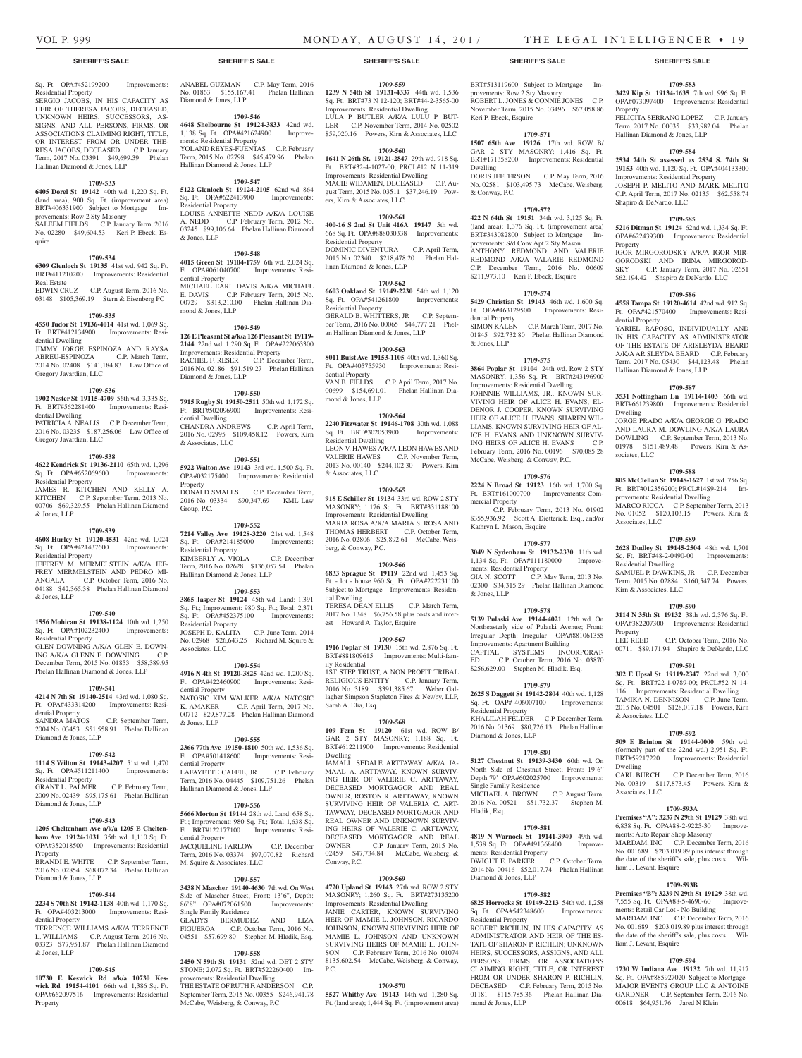Sq. Ft. OPA#452199200 Improvements: Residential Property
SERGIO JACOBS, IN HIS CAPACITY AS HEIR OF THERESA JACOBS, DECEASED, UNKNOWN HEIRS, SUCCESSORS, ASSIGNS, AND ALL PERSONS, FIRMS, OR ASSOCIATIONS CLAIMING RIGHT, TITLE, OR INTEREST FROM OR UNDER THERESA JACOBS, DECEASED C.P. January Term, 2017 No. 03391 $49,699.39 Phelan Hallinan Diamond & Jones, LLP

**1709-533**

**6405 Dorel St 19142** 40th wd. 1,220 Sq. Ft. (land area); 900 Sq. Ft. (improvement area) BRT#406331900 Subject to Mortgage Improvements: Row 2 Sty Masonry
SALEEM FIELDS C.P. January Term, 2016 No. 02280 $49,604.53 Keri P. Ebeck, Esquire

**1709-534**

**6309 Glenloch St 19135** 41st wd. 942 Sq. Ft. BRT#411210200 Improvements: Residential Real Estate
EDWIN CRUZ C.P. August Term, 2016 No. 03148 $105,369.19 Stern & Eisenberg PC

**1709-535**

**4550 Tudor St 19136-4014** 41st wd. 1,069 Sq. Ft. BRT#412134900 Improvements: Residential Dwelling
JIMMY JORGE ESPINOZA AND RAYSA ABREU-ESPINOZA C.P. March Term, 2014 No. 02408 $141,184.83 Law Office of Gregory Javardian, LLC

**1709-536**

**1902 Nester St 19115-4709** 56th wd. 3,335 Sq. Ft. BRT#562281400 Improvements: Residential Dwelling
PATRICIA A. NEALIS C.P. December Term, 2016 No. 03235 $187,256.06 Law Office of Gregory Javardian, LLC

**1709-538**

**4622 Kendrick St 19136-2110** 65th wd. 1,296 Sq. Ft. OPA#652069600 Improvements: Residential Property
JAMES R. KITCHEN AND KELLY A. KITCHEN C.P. September Term, 2013 No. 00706 $69,329.55 Phelan Hallinan Diamond & Jones, LLP

**1709-539**

**4608 Hurley St 19120-4531** 42nd wd. 1,024 Sq. Ft. OPA#421437600 Improvements: Residential Property
JEFFREY M. MERMELSTEIN A/K/A JEFFREY MERMELSTEIN AND PEDRO MIANGALA C.P. October Term, 2016 No. 04188 $42,365.38 Phelan Hallinan Diamond & Jones, LLP

**1709-540**

**1556 Mohican St 19138-1124** 10th wd. 1,250 Sq. Ft. OPA#102232400 Improvements: Residential Property
GLEN DOWNING A/K/A GLEN E. DOWNING A/K/A GLENN E. DOWNING C.P. December Term, 2015 No. 01853 $58,389.95 Phelan Hallinan Diamond & Jones, LLP

**1709-541**

**4214 N 7th St 19140-2514** 43rd wd. 1,080 Sq. Ft. OPA#433314200 Improvements: Residential Property
SANDRA MATOS C.P. September Term, 2004 No. 03453 $51,558.91 Phelan Hallinan Diamond & Jones, LLP

**1709-542**

**1114 S Wilton St 19143-4207** 51st wd. 1,470 Sq. Ft. OPA#511211400 Improvements: Residential Property
GRANT L. PALMER C.P. February Term, 2009 No. 02439 $95,175.61 Phelan Hallinan Diamond & Jones, LLP

**1709-543**

**1205 Cheltenham Ave a/k/a 1205 E Cheltenham Ave 19124-1031** 35th wd. 1,110 Sq. Ft. OPA#352018500 Improvements: Residential Property
BRANDI E. WHITE C.P. September Term, 2016 No. 02854 $68,072.34 Phelan Hallinan Diamond & Jones, LLP

**1709-544**

**2234 S 70th St 19142-1138** 40th wd. 1,170 Sq. Ft. OPA#403213000 Improvements: Residential Property
TERRENCE WILLIAMS A/K/A TERRENCE L. WILLIAMS C.P. August Term, 2016 No. 03323 $77,951.87 Phelan Hallinan Diamond & Jones, LLP

**1709-545**

**10730 E Keswick Rd a/k/a 10730 Keswick Rd 19154-4101** 66th wd. 1,386 Sq. Ft. OPA#662097516 Improvements: Residential Property
ANABEL GUZMAN C.P. May Term, 2016 No. 01863 $155,167.41 Phelan Hallinan Diamond & Jones, LLP

**1709-546**

**4648 Shelbourne St 19124-3833** 42nd wd. 1,138 Sq. Ft. OPA#421624900 Improvements: Residential Property
YOLAND REYES-FUENTAS C.P. February Term, 2015 No. 02798 $45,479.96 Phelan Hallinan Diamond & Jones, LLP

**1709-547**

**5122 Glenloch St 19124-2105** 62nd wd. 864 Sq. Ft. OPA#622413900 Improvements: Residential Property
LOUISE ANNETTE NEDD A/K/A LOUISE A. NEDD C.P. February Term, 2012 No. 03245 $99,106.64 Phelan Hallinan Diamond & Jones, LLP

**1709-548**

**4015 Green St 19104-1759** 6th wd. 2,024 Sq. Ft. OPA#061040700 Improvements: Residential Property
MICHAEL EARL DAVIS A/K/A MICHAEL E. DAVIS C.P. February Term, 2015 No. 00729 $313,210.00 Phelan Hallinan Diamond & Jones, LLP

**1709-549**

**126 E Pleasant St a/k/a 126 Pleasant St 19119-2144** 22nd wd. 1,290 Sq. Ft. OPA#222063300 Improvements: Residential Property
RACHEL F. RESER C.P. December Term, 2016 No. 02186 $91,519.27 Phelan Hallinan Diamond & Jones, LLP

**1709-550**

**7915 Rugby St 19150-2511** 50th wd. 1,172 Sq. Ft. BRT#502096900 Improvements: Residential Dwelling
CHANDRA ANDREWS C.P. April Term, 2016 No. 02995 $109,458.12 Powers, Kirn & Associates, LLC

**1709-551**

**5922 Walton Ave 19143** 3rd wd. 1,500 Sq. Ft. OPA#032175400 Improvements: Residential Property
DONALD SMALLS C.P. December Term, 2016 No. 03334 $90,347.69 KML Law Group, P.C.

**1709-552**

**7214 Valley Ave 19128-3220** 21st wd. 1,548 Sq. Ft. OPA#214185000 Improvements: Residential Property
KIMBERLY A. VIOLA C.P. December Term, 2016 No. 02628 $136,057.54 Phelan Hallinan Diamond & Jones, LLP

**1709-553**

**3865 Jasper St 19124** 45th wd. Land: 1,391 Sq. Ft.; Improvement: 980 Sq. Ft.; Total: 2,371 Sq. Ft. OPA#452375100 Improvements: Residential Property
JOSEPH D. KALITA C.P. June Term, 2014 No. 02968 $26,643.25 Richard M. Squire & Associates, LLC

**1709-554**

**4916 N 4th St 19120-3825** 42nd wd. 1,200 Sq. Ft. OPA#422460900 Improvements: Residential Property
NATOSIC KIM WALKER A/K/A NATOSIC K. AMAKER C.P. April Term, 2017 No. 00712 $29,877.28 Phelan Hallinan Diamond & Jones, LLP

**1709-555**

**2366 77th Ave 19150-1810** 50th wd. 1,536 Sq. Ft. OPA#501418600 Improvements: Residential Property
LAFAYETTE CAFFIE, JR C.P. February Term, 2016 No. 04445 $109,751.26 Phelan Hallinan Diamond & Jones, LLP

**1709-556**

**5666 Morton St 19144** 28th wd. Land: 658 Sq. Ft.; Improvement: 980 Sq. Ft.; Total 1,638 Sq. Ft. BRT#122177100 Improvements: Residential Property
JACQUELINE FARLOW C.P. December Term, 2016 No. 03374 $97,070.82 Richard M. Squire & Associates, LLC

**1709-557**

**3438 N Mascher Street 19140-4630** 7th wd. On West Side of Mascher Street; Front: 13'6", Depth: 86'8" OPA#072061500 Improvements: Single Family Residence
GLADYS BERMUDEZ AND LIZA FIGUEROA C.P. October Term, 2016 No. 04551 $57,699.80 Stephen M. Hladik, Esq.

**1709-558**

**2450 N 59th St 19131** 52nd wd. DET 2 STY STONE; 2,072 Sq. Ft. BRT#522260400 Improvements: Residential Dwelling
THE ESTATE OF RUTH F. ANDERSON C.P. September Term, 2015 No. 00355 $246,941.78 McCabe, Weisberg, & Conway, P.C.

**1709-559**

**1239 N 54th St 19131-4337** 44th wd. 1,536 Sq. Ft. BRT#73 N 12-120; BRT#44-2-3565-00 Improvements: Residential Dwelling
LULA P. BUTLER A/K/A LULU P. BUTLER C.P. November Term, 2014 No. 02502 $59,020.16 Powers, Kirn & Associates, LLC

**1709-560**

**1641 N 26th St. 19121-2847** 29th wd. 918 Sq. Ft. BRT#32-4-1027-00; PRCL#12 N 11-319 Improvements: Residential Dwelling
MACIE WIDAMEN, DECEASED C.P. August Term, 2015 No. 03511 $37,246.19 Powers, Kirn & Associates, LLC

**1709-561**

**400-16 S 2nd St Unit 416A 19147** 5th wd. 668 Sq. Ft. OPA#888030338 Improvements: Residential Property
DOMINIC DIVENTURA C.P. April Term, 2015 No. 02340 $218,478.20 Phelan Hallinan Diamond & Jones, LLP

**1709-562**

**6603 Oakland St 19149-2230** 54th wd. 1,120 Sq. Ft. OPA#541261800 Improvements: Residential Property
GERALD B. WHITTERS, JR C.P. September Term, 2016 No. 00065 $44,777.21 Phelan Hallinan Diamond & Jones, LLP

**1709-563**

**8011 Buist Ave 19153-1105** 40th wd. 1,360 Sq. Ft. OPA#405755930 Improvements: Residential Property
VAN B. FIELDS C.P. April Term, 2017 No. 00699 $154,691.01 Phelan Hallinan Diamond & Jones, LLP

**1709-564**

**2240 Fitzwater St 19146-1708** 30th wd. 1,088 Sq. Ft. BRT#302053900 Improvements: Residential Dwelling
LEON V. HAWES A/K/A LEON HAWES AND VALERIE HAWES C.P. November Term, 2013 No. 00140 $244,102.30 Powers, Kirn & Associates, LLC

**1709-565**

**918 E Schiller St 19134** 33rd wd. ROW 2 STY MASONRY; 1,176 Sq. Ft. BRT#331188100 Improvements: Residential Dwelling
MARIA ROSA A/K/A MARIA S. ROSA AND THOMAS HERBERT C.P. October Term, 2016 No. 02806 $25,892.61 McCabe, Weisberg, & Conway, P.C.

**1709-566**

**6833 Sprague St 19119** 22nd wd. 1,453 Sq. Ft. - lot - house 960 Sq. Ft. OPA#222231100 Subject to Mortgage Improvements: Residential Dwelling
TERESA DEAN ELLIS C.P. March Term, 2017 No. 1348 $6,756.58 plus costs and interest Howard A. Taylor, Esquire

**1709-567**

**1916 Poplar St 19130** 15th wd. 2,876 Sq. Ft. BRT#881809615 Improvements: Multi-family Residential
1ST STEP TRUST, A NON PROFIT TRIBAL RELIGIOUS ENTITY C.P. January Term, 2016 No. 3189 $391,385.67 Weber Gallagher Simpson Stapleton Fires & Newby, LLP, Sarah A. Elia, Esq.

**1709-568**

**109 Fern St 19120** 61st wd. ROW B/GAR 2 STY MASONRY; 1,188 Sq. Ft. BRT#612211900 Improvements: Residential Dwelling
JAMALL SEDALE ARTTAWAY A/K/A JAMAAL A. ARTTAWAY, KNOWN SURVIVING HEIR OF VALERIE C. ARTTAWAY, DECEASED MORTGAGOR AND REAL OWNER, ROSTON R. ARTTAWAY, KNOWN SURVIVING HEIR OF VALERIA C. ARTTAWAY, DECEASED MORTGAGOR AND REAL OWNER AND UNKNOWN SURVIVING HEIRS OF VALERIE C. ARTTAWAY, DECEASED MORTGAGOR AND REAL OWNER C.P. January Term, 2015 No. 02459 $47,734.84 McCabe, Weisberg, & Conway, P.C.

**1709-569**

**4720 Upland St 19143** 27th wd. ROW 2 STY MASONRY; 1,260 Sq. Ft. BRT#273135200 Improvements: Residential Dwelling
JANIE CARTER, KNOWN SURVIVING HEIR OF MAMIE L. JOHNSON, RICARDO JOHNSON, KNOWN SURVIVING HEIR OF MAMIE L. JOHNSON AND UNKNOWN SURVIVING HEIRS OF MAMIE L. JOHNSON C.P. February Term, 2016 No. 01074 $135,602.54 McCabe, Weisberg, & Conway, P.C.

**1709-570**

**5527 Whitby Ave 19143** 14th wd. 1,280 Sq. Ft. (land area); 1,444 Sq. Ft. (improvement area) BRT#513119600 Subject to Mortgage Improvements: Row 2 Sty Masonry
ROBERT L. JONES & CONNIE JONES C.P. November Term, 2015 No. 03496 $67,058.86 Keri P. Ebeck, Esquire

**1709-571**

**1507 65th Ave 19126** 17th wd. ROW B/GAR 2 STY MASONRY; 1,416 Sq. Ft. BRT#171358200 Improvements: Residential Dwelling
DORIS JEFFERSON C.P. May Term, 2016 No. 02581 $103,495.73 McCabe, Weisberg, & Conway, P.C.

**1709-572**

**422 N 64th St 19151** 34th wd. 3,125 Sq. Ft. (land area); 1,376 Sq. Ft. (improvement area) BRT#343082800 Subject to Mortgage Improvements: S/d Conv Apt 2 Sty Mason
ANTHONY REDMOND AND VALERIE REDMOND A/K/A VALARIE REDMOND C.P. December Term, 2016 No. 00609 $211,973.10 Keri P. Ebeck, Esquire

**1709-574**

**5429 Christian St 19143** 46th wd. 1,600 Sq. Ft. OPA#463129500 Improvements: Residential Property
SIMON KALEN C.P. March Term, 2017 No. 01845 $92,732.80 Phelan Hallinan Diamond & Jones, LLP

**1709-575**

**3864 Poplar St 19104** 24th wd. Row 2 STY MASONRY; 1,356 Sq. Ft. BRT#243196900 Improvements: Residential Dwelling
JOHNNIE WILLIAMS, JR., KNOWN SURVIVING HEIR OF ALICE H. EVANS, ELDENOR J. COOPER, KNOWN SURVIVING HEIR OF ALICE H. EVANS, SHAREN WILLIAMS, KNOWN SURVIVING HEIR OF ALICE H. EVANS AND UNKNOWN SURVIVING HEIRS OF ALICE H. EVANS C.P. February Term, 2016 No. 00196 $70,085.28 McCabe, Weisberg, & Conway, P.C.

**1709-576**

**2224 N Broad St 19123** 16th wd. 1,700 Sq. Ft. BRT#161000700 Improvements: Commercial Property
C.P. February Term, 2013 No. 01902 $355,936.92 Scott A. Dietterick, Esq., and/or Kathryn L. Mason, Esquire

**1709-577**

**3049 N Sydenham St 19132-2330** 11th wd. 1,134 Sq. Ft. OPA#111180000 Improvements: Residential Property
GIA N. SCOTT C.P. May Term, 2013 No. 02300 $34,315.29 Phelan Hallinan Diamond & Jones, LLP

**1709-578**

**5139 Pulaski Ave 19144-4021** 12th wd. On Northeasterly side of Pulaski Avenue; Front: Irregular Depth: Irregular OPA#881061355 Improvements: Apartment Building
CAPITAL SYSTEMS INCORPORATED C.P. October Term, 2016 No. 03870 $256,629.00 Stephen M. Hladik, Esq.

**1709-579**

**2625 S Daggett St 19142-2804** 40th wd. 1,128 Sq. Ft. OAP# 406007100 Improvements: Residential Property
KHALILAH FELDER C.P. December Term, 2016 No. 01369 $80,726.13 Phelan Hallinan Diamond & Jones, LLP

**1709-580**

**5127 Chestnut St 19139-3430** 60th wd. On North Side of Chestnut Street; Front: 19'6" Depth 79' OPA#602025700 Improvements: Single Family Residence
MICHAEL A. BROWN C.P. August Term, 2016 No. 00521 $51,732.37 Stephen M. Hladik, Esq.

**1709-581**

**4819 N Warnock St 19141-3940** 49th wd. 1,538 Sq. Ft. OPA#491368400 Improvements: Residential Property
DWIGHT E. PARKER C.P. October Term, 2014 No. 00416 $52,017.74 Phelan Hallinan Diamond & Jones, LLP

**1709-582**

**6825 Horrocks St 19149-2213** 54th wd. 1,258 Sq. Ft. OPA#542348600 Improvements: Residential Property
ROBERT RICHLIN, IN HIS CAPACITY AS ADMINISTRATOR AND HEIR OF THE ESTATE OF SHARON P. RICHLIN; UNKNOWN HEIRS, SUCCESSORS, ASSIGNS, AND ALL PERSONS, FIRMS, OR ASSOCIATIONS CLAIMING RIGHT, TITLE, OR INTEREST FROM OR UNDER SHARON P. RICHLIN, DECEASED C.P. February Term, 2015 No. 01181 $115,785.36 Phelan Hallinan Diamond & Jones, LLP

**1709-583**

**3429 Kip St 19134-1635** 7th wd. 996 Sq. Ft. OPA#073097400 Improvements: Residential Property
FELICITA SERRANO LOPEZ C.P. January Term, 2017 No. 00035 $33,982.04 Phelan Hallinan Diamond & Jones, LLP

**1709-584**

**2534 74th St assessed as 2534 S. 74th St 19153** 40th wd. 1,120 Sq. Ft. OPA#404133300 Improvements: Residential Property
JOSEPH P. MELITO AND MARK MELITO C.P. April Term, 2017 No. 02135 $62,558.74 Shapiro & DeNardo, LLC

**1709-585**

**5216 Ditman St 19124** 62nd wd. 1,334 Sq. Ft. OPA#622439300 Improvements: Residential Property
IGOR MIRGORODSKY A/K/A IGOR MIRGORODSKI AND IRINA MIRGORODSKY C.P. January Term, 2017 No. 02651 $62,194.42 Shapiro & DeNardo, LLC

**1709-586**

**4558 Tampa St 19120-4614** 42nd wd. 912 Sq. Ft. OPA#421570400 Improvements: Residential Property
YARIEL RAPOSO, INDIVIDUALLY AND IN HIS CAPACITY AS ADMINISTRATOR OF THE ESTATE OF ARISLEYDA BEARD A/K/A AR SLEYDA BEARD C.P. February Term, 2017 No. 05430 $44,123.48 Phelan Hallinan Diamond & Jones, LLP

**1709-587**

**3531 Nottingham Ln 19114-1403** 66th wd. BRT#661239800 Improvements: Residential Dwelling
JORGE PRADO A/K/A GEORGE G. PRADO AND LAURA M. DOWLING A/K/A LAURA DOWLING C.P. September Term, 2013 No. 01978 $151,489.48 Powers, Kirn & Associates, LLC

**1709-588**

**805 McClellan St 19148-1627** 1st wd. 756 Sq. Ft. BRT#012356200; PRCL#14S9-214 Improvements: Residential Dwelling
MARCO RICCA C.P. September Term, 2013 No. 01052 $120,103.15 Powers, Kirn & Associates, LLC

**1709-589**

**2628 Dudley St 19145-2504** 48th wd. 1,701 Sq. Ft. BRT#48-2-0490-00 Improvements: Residential Dwelling
SAMUEL P. DAWKINS, JR C.P. December Term, 2015 No. 02884 $160,547.74 Powers, Kirn & Associates, LLC

**1709-590**

**3114 N 35th St 19132** 38th wd. 2,376 Sq. Ft. OPA#382207300 Improvements: Residential Property
LEE REED C.P. October Term, 2016 No. 00711 $89,171.94 Shapiro & DeNardo, LLC

**1709-591**

**302 E Upsal St 19119-2347** 22nd wd. 3,000 Sq. Ft. BRT#22-1-0789-00; PRCL#52 N 14-116 Improvements: Residential Dwelling
TAMIKA N. DENNISON C.P. June Term, 2015 No. 04501 $128,017.18 Powers, Kirn & Associates, LLC

**1709-592**

**509 E Brinton St 19144-0000** 59th wd. (formerly part of the 22nd wd.) 2,951 Sq. Ft. BRT#59217220 Improvements: Residential Dwelling
CARL BURCH C.P. December Term, 2016 No. 00319 $117,873.45 Powers, Kirn & Associates, LLC

**1709-593A**

**Premises "A": 3237 N 29th St 19129** 38th wd. 6,838 Sq. Ft. OPA#88-2-9225-30 Improvements: Auto Repair Shop Masonry
MARDAM, INC C.P. December Term, 2016 No. 001689 $203,019.89 plus interest through the date of the sheriff's sale, plus costs William J. Levant, Esquire

**1709-593B**

**Premises "B": 3239 N 29th St 19129** 38th wd. 7,555 Sq. Ft. OPA#88-5-4690-60 Improvements: Retail Car Lot - No Building
MARDAM, INC. C.P. December Term, 2016 No. 001689 $203,019.89 plus interest through the date of the sheriff's sale, plus costs William J. Levant, Esquire

**1709-594**

**1730 W Indiana Ave 19132** 7th wd. 11,917 Sq. Ft. OPA#885927020 Subject to Mortgage MAJOR EVENTS GROUP LLC & ANTOINE GARDNER C.P. September Term, 2016 No. 00618 $64,951.76 Jared N Klein